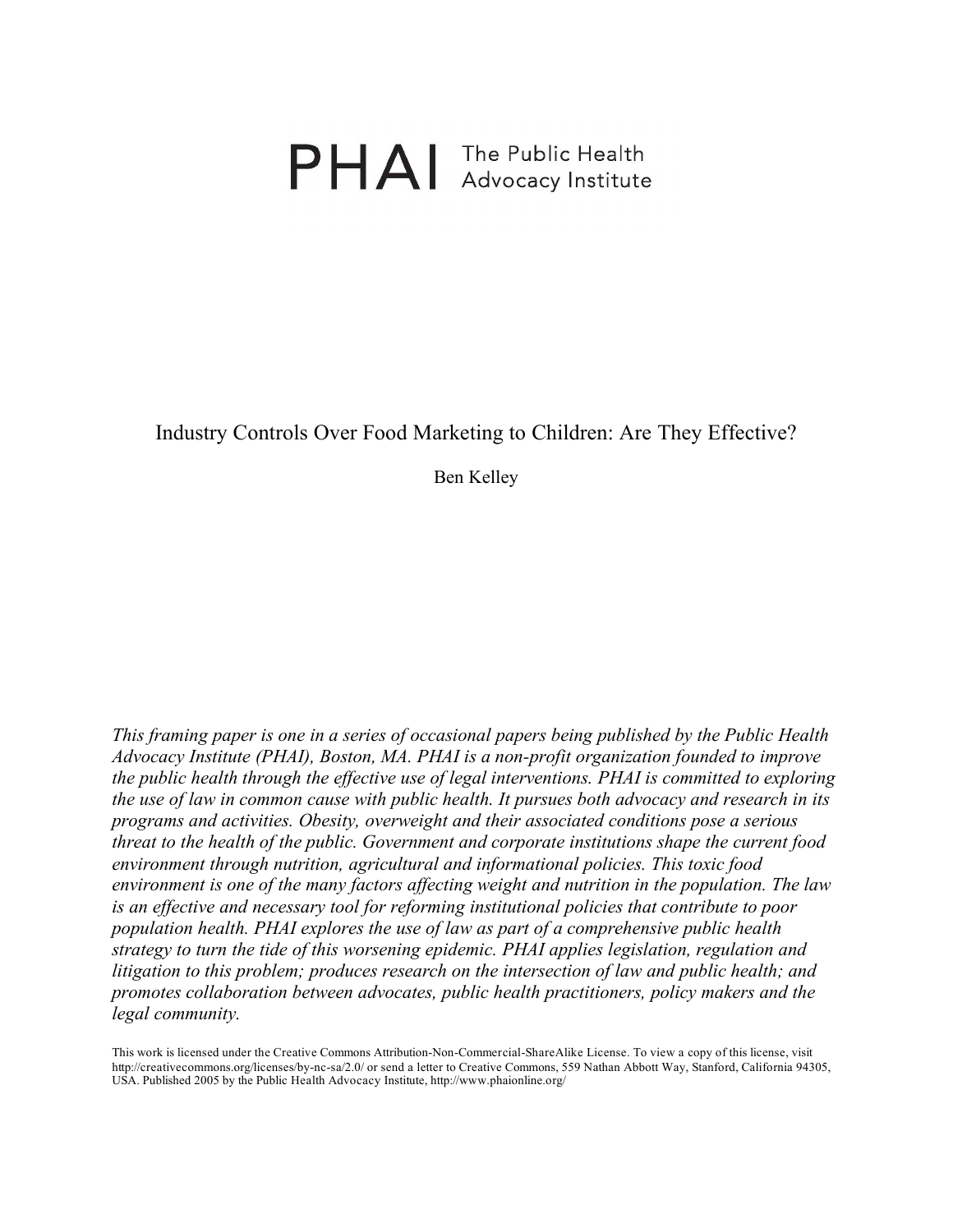PHAI The Public Health Advocacy Institute

# Industry Controls Over Food Marketing to Children: Are They Effective?

Ben Kelley

*This framing paper is one in a series of occasional papers being published by the Public Health Advocacy Institute (PHAI), Boston, MA. PHAI is a non-profit organization founded to improve the public health through the effective use of legal interventions. PHAI is committed to exploring the use of law in common cause with public health. It pursues both advocacy and research in its programs and activities. Obesity, overweight and their associated conditions pose a serious threat to the health of the public. Government and corporate institutions shape the current food environment through nutrition, agricultural and informational policies. This toxic food environment is one of the many factors affecting weight and nutrition in the population. The law is an effective and necessary tool for reforming institutional policies that contribute to poor population health. PHAI explores the use of law as part of a comprehensive public health strategy to turn the tide of this worsening epidemic. PHAI applies legislation, regulation and litigation to this problem; produces research on the intersection of law and public health; and promotes collaboration between advocates, public health practitioners, policy makers and the legal community.*

This work is licensed under the Creative Commons Attribution-Non-Commercial-ShareAlike License. To view a copy of this license, visit http://creativecommons.org/licenses/by-nc-sa/2.0/ or send a letter to Creative Commons, 559 Nathan Abbott Way, Stanford, California 94305, USA. Published 2005 by the Public Health Advocacy Institute, http://www.phaionline.org/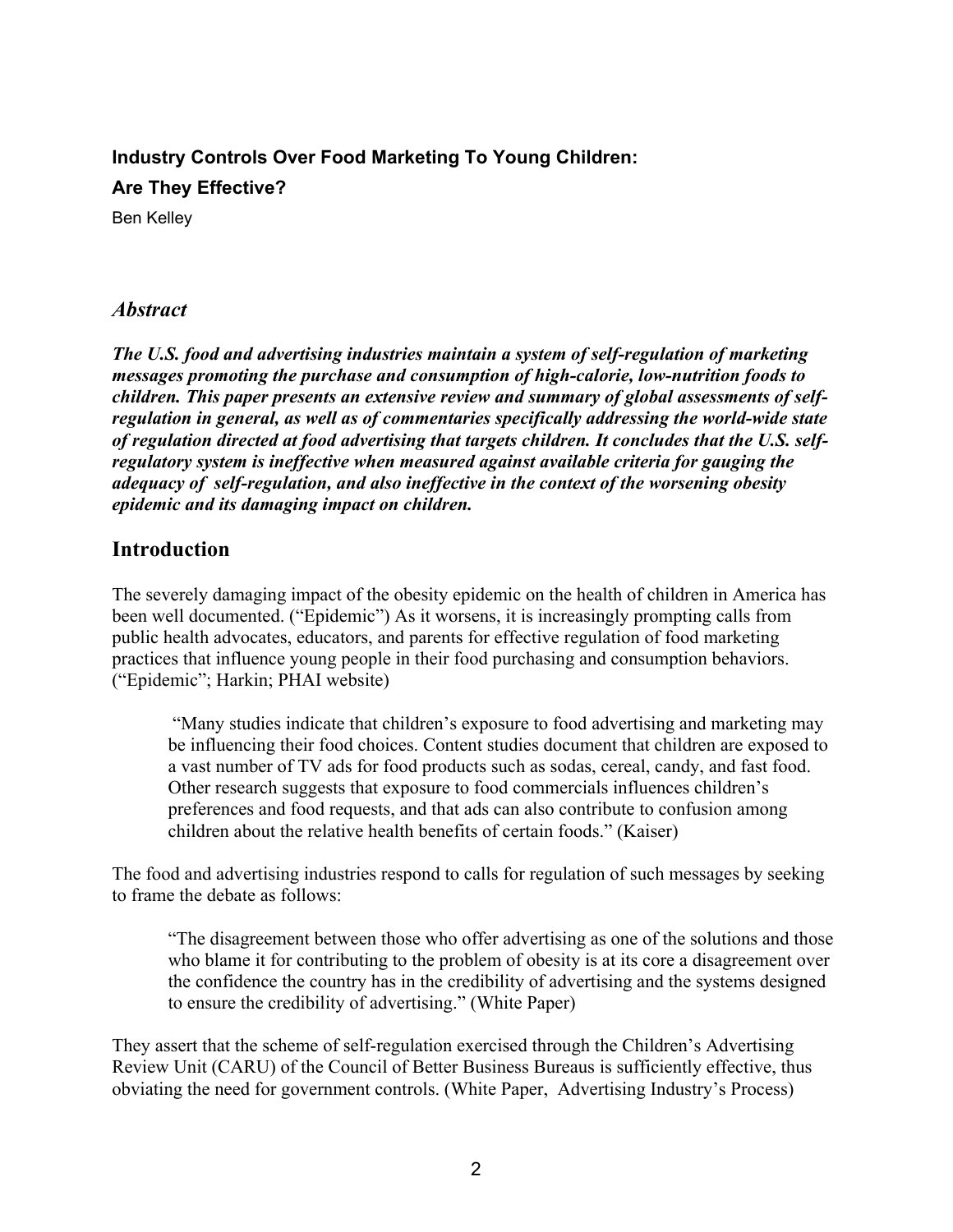**Industry Controls Over Food Marketing To Young Children:**

**Are They Effective?**

Ben Kelley

## *Abstract*

***The U.S. food and advertising industries maintain a system of self-regulation of marketing messages promoting the purchase and consumption of high-calorie, low-nutrition foods to children. This paper presents an extensive review and summary of global assessments of self-regulation in general, as well as of commentaries specifically addressing the world-wide state of regulation directed at food advertising that targets children. It concludes that the U.S. self-regulatory system is ineffective when measured against available criteria for gauging the adequacy of self-regulation, and also ineffective in the context of the worsening obesity epidemic and its damaging impact on children.***

## Introduction

The severely damaging impact of the obesity epidemic on the health of children in America has been well documented. ("Epidemic") As it worsens, it is increasingly prompting calls from public health advocates, educators, and parents for effective regulation of food marketing practices that influence young people in their food purchasing and consumption behaviors. ("Epidemic"; Harkin; PHAI website)

> "Many studies indicate that children's exposure to food advertising and marketing may be influencing their food choices. Content studies document that children are exposed to a vast number of TV ads for food products such as sodas, cereal, candy, and fast food. Other research suggests that exposure to food commercials influences children's preferences and food requests, and that ads can also contribute to confusion among children about the relative health benefits of certain foods." (Kaiser)

The food and advertising industries respond to calls for regulation of such messages by seeking to frame the debate as follows:

> "The disagreement between those who offer advertising as one of the solutions and those who blame it for contributing to the problem of obesity is at its core a disagreement over the confidence the country has in the credibility of advertising and the systems designed to ensure the credibility of advertising." (White Paper)

They assert that the scheme of self-regulation exercised through the Children's Advertising Review Unit (CARU) of the Council of Better Business Bureaus is sufficiently effective, thus obviating the need for government controls. (White Paper, Advertising Industry's Process)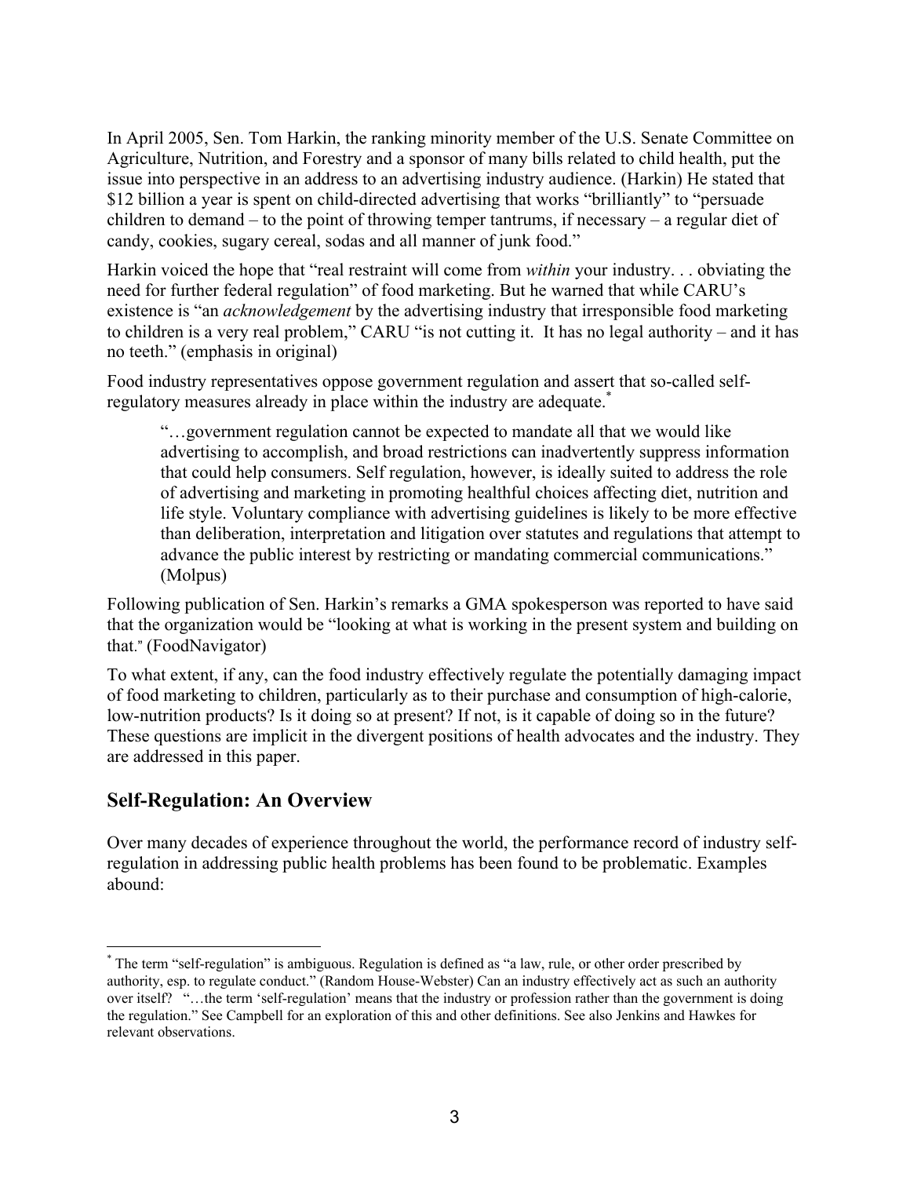In April 2005, Sen. Tom Harkin, the ranking minority member of the U.S. Senate Committee on Agriculture, Nutrition, and Forestry and a sponsor of many bills related to child health, put the issue into perspective in an address to an advertising industry audience. (Harkin) He stated that $12 billion a year is spent on child-directed advertising that works "brilliantly" to "persuade children to demand – to the point of throwing temper tantrums, if necessary – a regular diet of candy, cookies, sugary cereal, sodas and all manner of junk food."

Harkin voiced the hope that "real restraint will come from *within* your industry. . . obviating the need for further federal regulation" of food marketing. But he warned that while CARU's existence is "an *acknowledgement* by the advertising industry that irresponsible food marketing to children is a very real problem," CARU "is not cutting it. It has no legal authority – and it has no teeth." (emphasis in original)

Food industry representatives oppose government regulation and assert that so-called self-regulatory measures already in place within the industry are adequate.*

> "…government regulation cannot be expected to mandate all that we would like advertising to accomplish, and broad restrictions can inadvertently suppress information that could help consumers. Self regulation, however, is ideally suited to address the role of advertising and marketing in promoting healthful choices affecting diet, nutrition and life style. Voluntary compliance with advertising guidelines is likely to be more effective than deliberation, interpretation and litigation over statutes and regulations that attempt to advance the public interest by restricting or mandating commercial communications." (Molpus)

Following publication of Sen. Harkin's remarks a GMA spokesperson was reported to have said that the organization would be "looking at what is working in the present system and building on that." (FoodNavigator)

To what extent, if any, can the food industry effectively regulate the potentially damaging impact of food marketing to children, particularly as to their purchase and consumption of high-calorie, low-nutrition products? Is it doing so at present? If not, is it capable of doing so in the future? These questions are implicit in the divergent positions of health advocates and the industry. They are addressed in this paper.

## Self-Regulation: An Overview

Over many decades of experience throughout the world, the performance record of industry self-regulation in addressing public health problems has been found to be problematic. Examples abound:

---

* The term "self-regulation" is ambiguous. Regulation is defined as "a law, rule, or other order prescribed by authority, esp. to regulate conduct." (Random House-Webster) Can an industry effectively act as such an authority over itself? "…the term 'self-regulation' means that the industry or profession rather than the government is doing the regulation." See Campbell for an exploration of this and other definitions. See also Jenkins and Hawkes for relevant observations.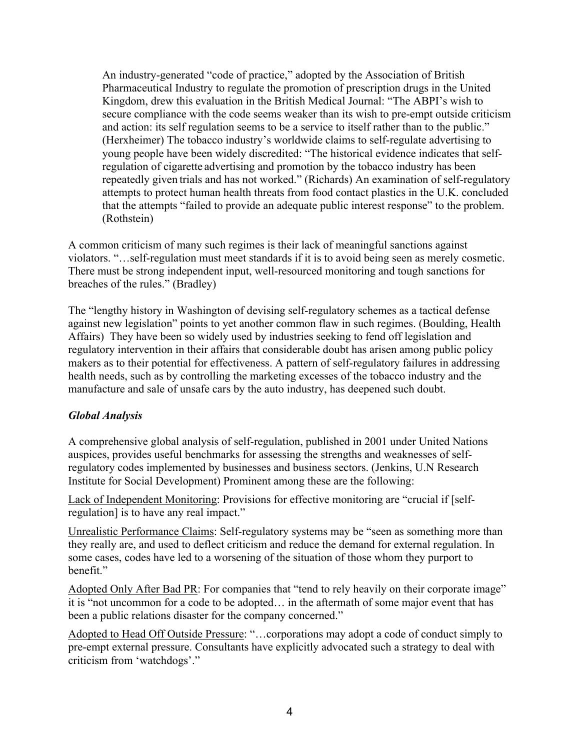> An industry-generated "code of practice," adopted by the Association of British Pharmaceutical Industry to regulate the promotion of prescription drugs in the United Kingdom, drew this evaluation in the British Medical Journal: "The ABPI's wish to secure compliance with the code seems weaker than its wish to pre-empt outside criticism and action: its self regulation seems to be a service to itself rather than to the public." (Herxheimer) The tobacco industry's worldwide claims to self-regulate advertising to young people have been widely discredited: "The historical evidence indicates that self-regulation of cigarette advertising and promotion by the tobacco industry has been repeatedly given trials and has not worked." (Richards) An examination of self-regulatory attempts to protect human health threats from food contact plastics in the U.K. concluded that the attempts "failed to provide an adequate public interest response" to the problem. (Rothstein)

A common criticism of many such regimes is their lack of meaningful sanctions against violators. "…self-regulation must meet standards if it is to avoid being seen as merely cosmetic. There must be strong independent input, well-resourced monitoring and tough sanctions for breaches of the rules." (Bradley)

The "lengthy history in Washington of devising self-regulatory schemes as a tactical defense against new legislation" points to yet another common flaw in such regimes. (Boulding, Health Affairs) They have been so widely used by industries seeking to fend off legislation and regulatory intervention in their affairs that considerable doubt has arisen among public policy makers as to their potential for effectiveness. A pattern of self-regulatory failures in addressing health needs, such as by controlling the marketing excesses of the tobacco industry and the manufacture and sale of unsafe cars by the auto industry, has deepened such doubt.

### *Global Analysis*

A comprehensive global analysis of self-regulation, published in 2001 under United Nations auspices, provides useful benchmarks for assessing the strengths and weaknesses of self-regulatory codes implemented by businesses and business sectors. (Jenkins, U.N Research Institute for Social Development) Prominent among these are the following:

Lack of Independent Monitoring: Provisions for effective monitoring are "crucial if [self-regulation] is to have any real impact."

Unrealistic Performance Claims: Self-regulatory systems may be "seen as something more than they really are, and used to deflect criticism and reduce the demand for external regulation. In some cases, codes have led to a worsening of the situation of those whom they purport to benefit."

Adopted Only After Bad PR: For companies that "tend to rely heavily on their corporate image" it is "not uncommon for a code to be adopted… in the aftermath of some major event that has been a public relations disaster for the company concerned."

Adopted to Head Off Outside Pressure: "…corporations may adopt a code of conduct simply to pre-empt external pressure. Consultants have explicitly advocated such a strategy to deal with criticism from 'watchdogs'."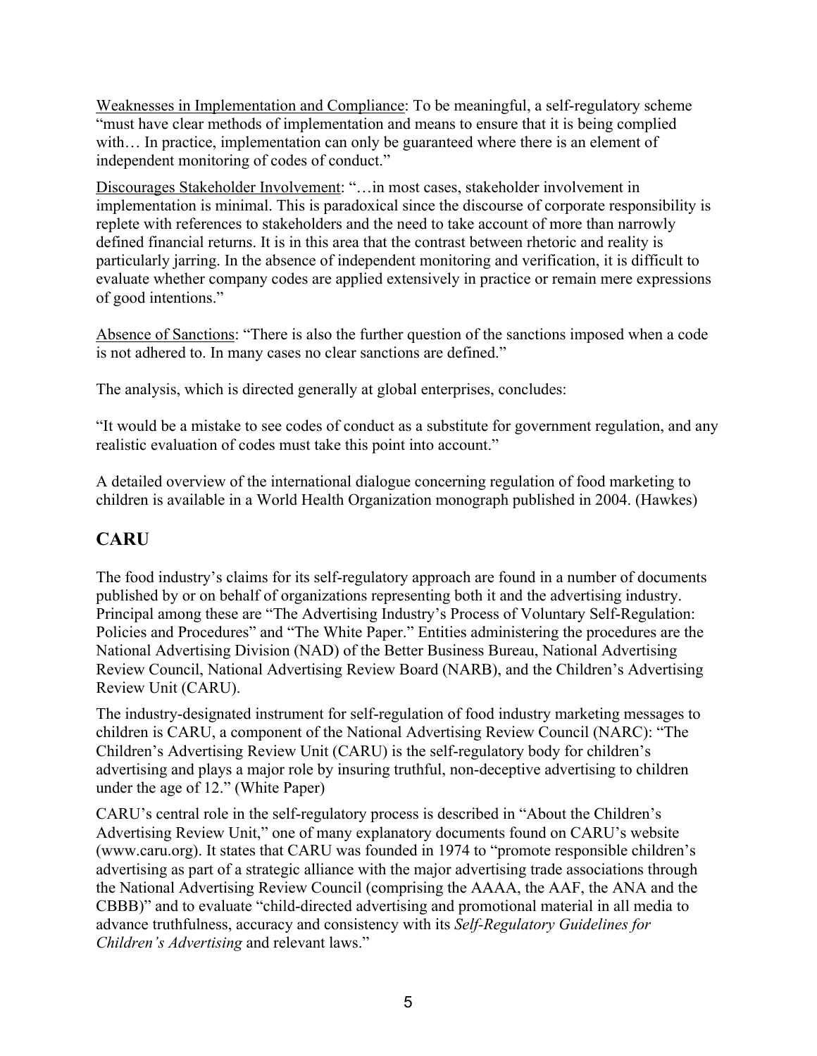<u>Weaknesses in Implementation and Compliance</u>: To be meaningful, a self-regulatory scheme "must have clear methods of implementation and means to ensure that it is being complied with… In practice, implementation can only be guaranteed where there is an element of independent monitoring of codes of conduct."

<u>Discourages Stakeholder Involvement</u>: "…in most cases, stakeholder involvement in implementation is minimal. This is paradoxical since the discourse of corporate responsibility is replete with references to stakeholders and the need to take account of more than narrowly defined financial returns. It is in this area that the contrast between rhetoric and reality is particularly jarring. In the absence of independent monitoring and verification, it is difficult to evaluate whether company codes are applied extensively in practice or remain mere expressions of good intentions."

<u>Absence of Sanctions</u>: "There is also the further question of the sanctions imposed when a code is not adhered to. In many cases no clear sanctions are defined."

The analysis, which is directed generally at global enterprises, concludes:

"It would be a mistake to see codes of conduct as a substitute for government regulation, and any realistic evaluation of codes must take this point into account."

A detailed overview of the international dialogue concerning regulation of food marketing to children is available in a World Health Organization monograph published in 2004. (Hawkes)

## CARU

The food industry's claims for its self-regulatory approach are found in a number of documents published by or on behalf of organizations representing both it and the advertising industry. Principal among these are "The Advertising Industry's Process of Voluntary Self-Regulation: Policies and Procedures" and "The White Paper." Entities administering the procedures are the National Advertising Division (NAD) of the Better Business Bureau, National Advertising Review Council, National Advertising Review Board (NARB), and the Children's Advertising Review Unit (CARU).

The industry-designated instrument for self-regulation of food industry marketing messages to children is CARU, a component of the National Advertising Review Council (NARC): "The Children's Advertising Review Unit (CARU) is the self-regulatory body for children's advertising and plays a major role by insuring truthful, non-deceptive advertising to children under the age of 12." (White Paper)

CARU's central role in the self-regulatory process is described in "About the Children's Advertising Review Unit," one of many explanatory documents found on CARU's website (www.caru.org). It states that CARU was founded in 1974 to "promote responsible children's advertising as part of a strategic alliance with the major advertising trade associations through the National Advertising Review Council (comprising the AAAA, the AAF, the ANA and the CBBB)" and to evaluate "child-directed advertising and promotional material in all media to advance truthfulness, accuracy and consistency with its *Self-Regulatory Guidelines for Children's Advertising* and relevant laws."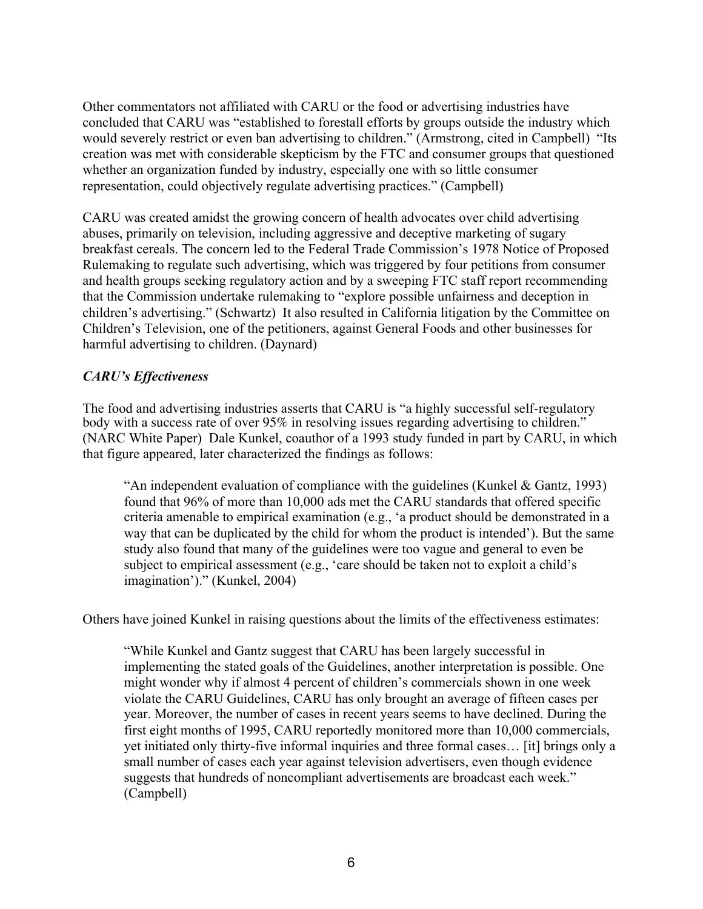Other commentators not affiliated with CARU or the food or advertising industries have concluded that CARU was "established to forestall efforts by groups outside the industry which would severely restrict or even ban advertising to children." (Armstrong, cited in Campbell) "Its creation was met with considerable skepticism by the FTC and consumer groups that questioned whether an organization funded by industry, especially one with so little consumer representation, could objectively regulate advertising practices." (Campbell)

CARU was created amidst the growing concern of health advocates over child advertising abuses, primarily on television, including aggressive and deceptive marketing of sugary breakfast cereals. The concern led to the Federal Trade Commission's 1978 Notice of Proposed Rulemaking to regulate such advertising, which was triggered by four petitions from consumer and health groups seeking regulatory action and by a sweeping FTC staff report recommending that the Commission undertake rulemaking to "explore possible unfairness and deception in children's advertising." (Schwartz) It also resulted in California litigation by the Committee on Children's Television, one of the petitioners, against General Foods and other businesses for harmful advertising to children. (Daynard)

### *CARU's Effectiveness*

The food and advertising industries asserts that CARU is "a highly successful self-regulatory body with a success rate of over 95% in resolving issues regarding advertising to children." (NARC White Paper) Dale Kunkel, coauthor of a 1993 study funded in part by CARU, in which that figure appeared, later characterized the findings as follows:

> "An independent evaluation of compliance with the guidelines (Kunkel & Gantz, 1993) found that 96% of more than 10,000 ads met the CARU standards that offered specific criteria amenable to empirical examination (e.g., 'a product should be demonstrated in a way that can be duplicated by the child for whom the product is intended'). But the same study also found that many of the guidelines were too vague and general to even be subject to empirical assessment (e.g., 'care should be taken not to exploit a child's imagination')." (Kunkel, 2004)

Others have joined Kunkel in raising questions about the limits of the effectiveness estimates:

> "While Kunkel and Gantz suggest that CARU has been largely successful in implementing the stated goals of the Guidelines, another interpretation is possible. One might wonder why if almost 4 percent of children's commercials shown in one week violate the CARU Guidelines, CARU has only brought an average of fifteen cases per year. Moreover, the number of cases in recent years seems to have declined. During the first eight months of 1995, CARU reportedly monitored more than 10,000 commercials, yet initiated only thirty-five informal inquiries and three formal cases… [it] brings only a small number of cases each year against television advertisers, even though evidence suggests that hundreds of noncompliant advertisements are broadcast each week." (Campbell)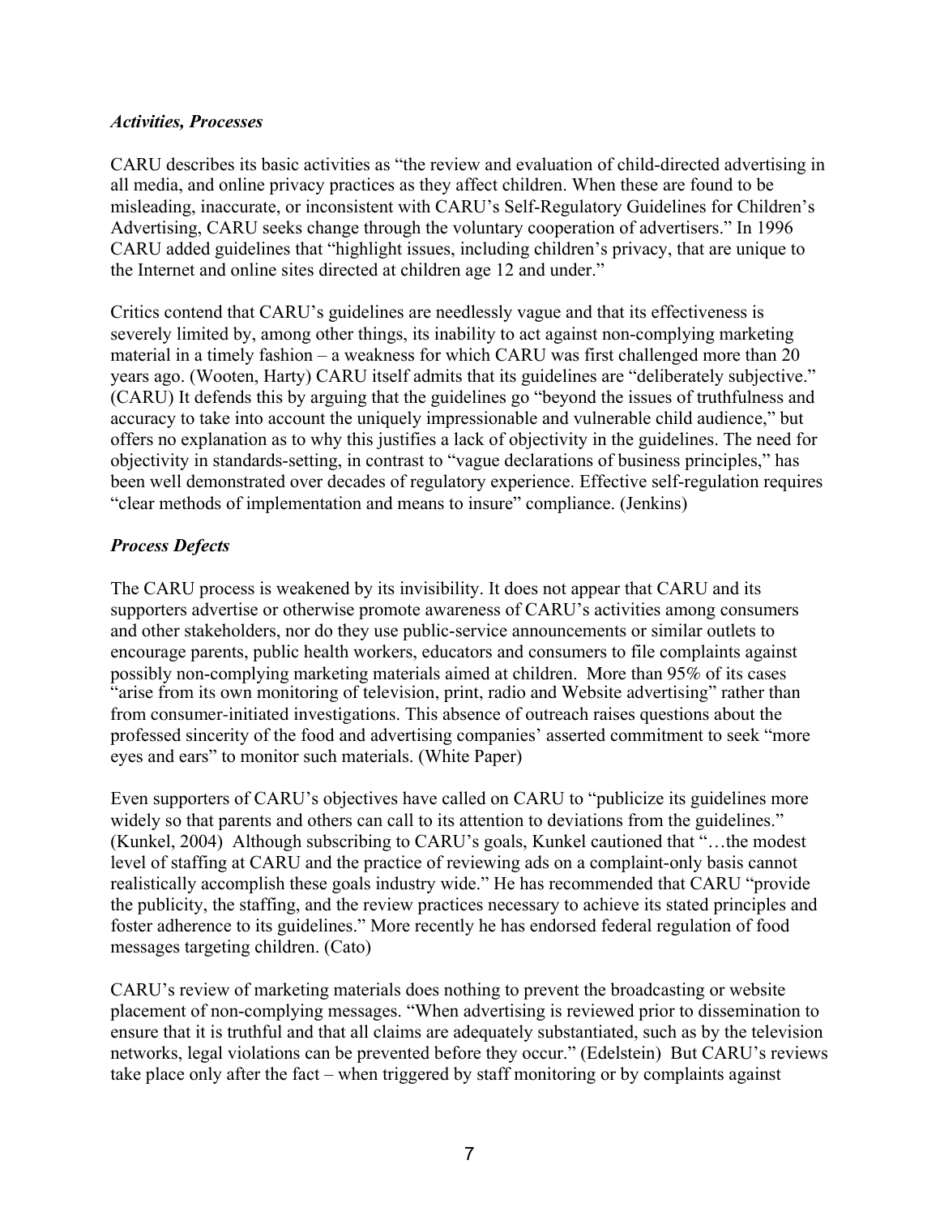### *Activities, Processes*

CARU describes its basic activities as "the review and evaluation of child-directed advertising in all media, and online privacy practices as they affect children. When these are found to be misleading, inaccurate, or inconsistent with CARU's Self-Regulatory Guidelines for Children's Advertising, CARU seeks change through the voluntary cooperation of advertisers." In 1996 CARU added guidelines that "highlight issues, including children's privacy, that are unique to the Internet and online sites directed at children age 12 and under."

Critics contend that CARU's guidelines are needlessly vague and that its effectiveness is severely limited by, among other things, its inability to act against non-complying marketing material in a timely fashion – a weakness for which CARU was first challenged more than 20 years ago. (Wooten, Harty) CARU itself admits that its guidelines are "deliberately subjective." (CARU) It defends this by arguing that the guidelines go "beyond the issues of truthfulness and accuracy to take into account the uniquely impressionable and vulnerable child audience," but offers no explanation as to why this justifies a lack of objectivity in the guidelines. The need for objectivity in standards-setting, in contrast to "vague declarations of business principles," has been well demonstrated over decades of regulatory experience. Effective self-regulation requires "clear methods of implementation and means to insure" compliance. (Jenkins)

### *Process Defects*

The CARU process is weakened by its invisibility. It does not appear that CARU and its supporters advertise or otherwise promote awareness of CARU's activities among consumers and other stakeholders, nor do they use public-service announcements or similar outlets to encourage parents, public health workers, educators and consumers to file complaints against possibly non-complying marketing materials aimed at children. More than 95% of its cases "arise from its own monitoring of television, print, radio and Website advertising" rather than from consumer-initiated investigations. This absence of outreach raises questions about the professed sincerity of the food and advertising companies' asserted commitment to seek "more eyes and ears" to monitor such materials. (White Paper)

Even supporters of CARU's objectives have called on CARU to "publicize its guidelines more widely so that parents and others can call to its attention to deviations from the guidelines." (Kunkel, 2004) Although subscribing to CARU's goals, Kunkel cautioned that "…the modest level of staffing at CARU and the practice of reviewing ads on a complaint-only basis cannot realistically accomplish these goals industry wide." He has recommended that CARU "provide the publicity, the staffing, and the review practices necessary to achieve its stated principles and foster adherence to its guidelines." More recently he has endorsed federal regulation of food messages targeting children. (Cato)

CARU's review of marketing materials does nothing to prevent the broadcasting or website placement of non-complying messages. "When advertising is reviewed prior to dissemination to ensure that it is truthful and that all claims are adequately substantiated, such as by the television networks, legal violations can be prevented before they occur." (Edelstein) But CARU's reviews take place only after the fact – when triggered by staff monitoring or by complaints against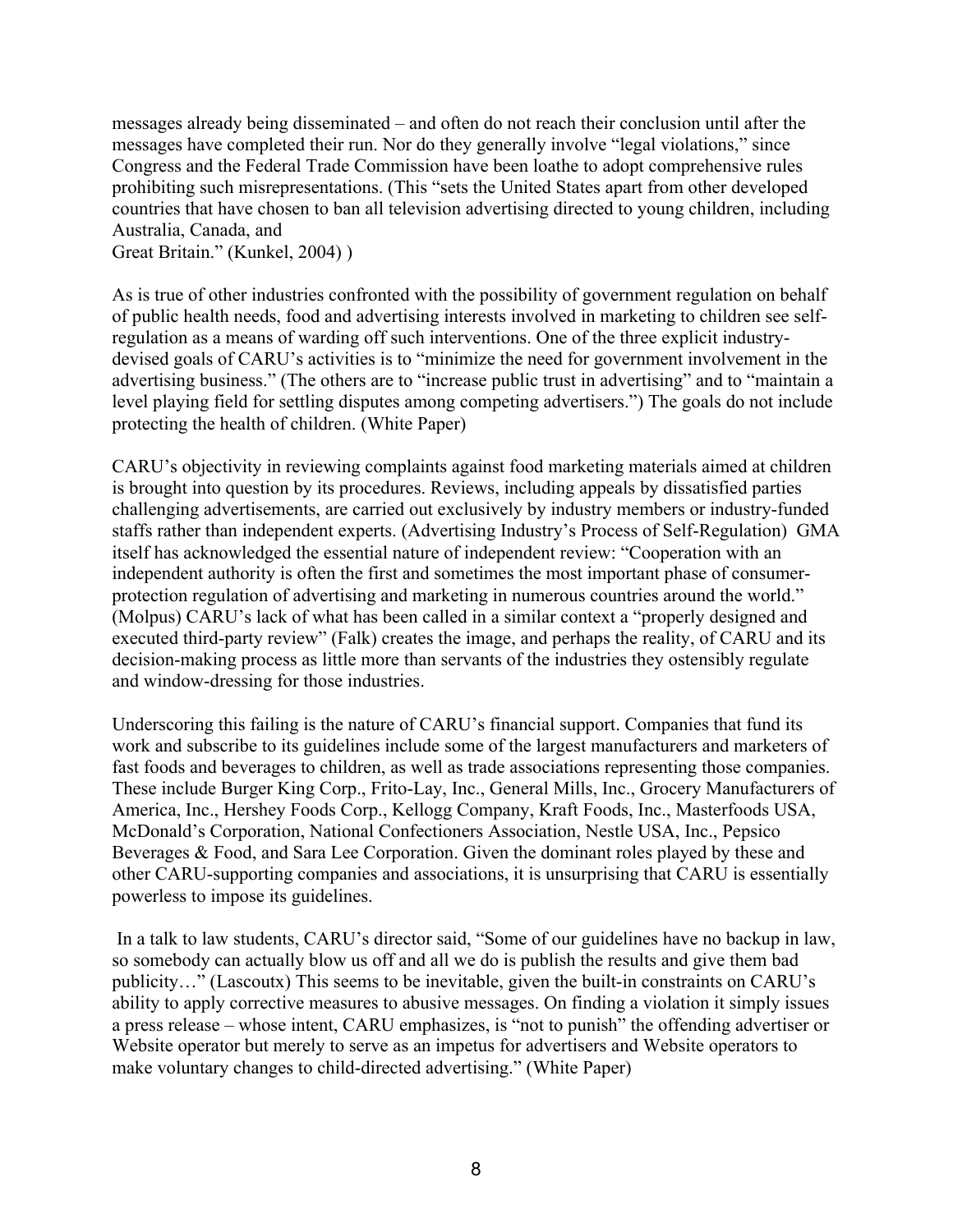messages already being disseminated – and often do not reach their conclusion until after the messages have completed their run. Nor do they generally involve "legal violations," since Congress and the Federal Trade Commission have been loathe to adopt comprehensive rules prohibiting such misrepresentations. (This "sets the United States apart from other developed countries that have chosen to ban all television advertising directed to young children, including Australia, Canada, and Great Britain." (Kunkel, 2004) )

As is true of other industries confronted with the possibility of government regulation on behalf of public health needs, food and advertising interests involved in marketing to children see self-regulation as a means of warding off such interventions. One of the three explicit industry-devised goals of CARU's activities is to "minimize the need for government involvement in the advertising business." (The others are to "increase public trust in advertising" and to "maintain a level playing field for settling disputes among competing advertisers.") The goals do not include protecting the health of children. (White Paper)

CARU's objectivity in reviewing complaints against food marketing materials aimed at children is brought into question by its procedures. Reviews, including appeals by dissatisfied parties challenging advertisements, are carried out exclusively by industry members or industry-funded staffs rather than independent experts. (Advertising Industry's Process of Self-Regulation) GMA itself has acknowledged the essential nature of independent review: "Cooperation with an independent authority is often the first and sometimes the most important phase of consumer-protection regulation of advertising and marketing in numerous countries around the world." (Molpus) CARU's lack of what has been called in a similar context a "properly designed and executed third-party review" (Falk) creates the image, and perhaps the reality, of CARU and its decision-making process as little more than servants of the industries they ostensibly regulate and window-dressing for those industries.

Underscoring this failing is the nature of CARU's financial support. Companies that fund its work and subscribe to its guidelines include some of the largest manufacturers and marketers of fast foods and beverages to children, as well as trade associations representing those companies. These include Burger King Corp., Frito-Lay, Inc., General Mills, Inc., Grocery Manufacturers of America, Inc., Hershey Foods Corp., Kellogg Company, Kraft Foods, Inc., Masterfoods USA, McDonald's Corporation, National Confectioners Association, Nestle USA, Inc., Pepsico Beverages & Food, and Sara Lee Corporation. Given the dominant roles played by these and other CARU-supporting companies and associations, it is unsurprising that CARU is essentially powerless to impose its guidelines.

In a talk to law students, CARU's director said, "Some of our guidelines have no backup in law, so somebody can actually blow us off and all we do is publish the results and give them bad publicity…" (Lascoutx) This seems to be inevitable, given the built-in constraints on CARU's ability to apply corrective measures to abusive messages. On finding a violation it simply issues a press release – whose intent, CARU emphasizes, is "not to punish" the offending advertiser or Website operator but merely to serve as an impetus for advertisers and Website operators to make voluntary changes to child-directed advertising." (White Paper)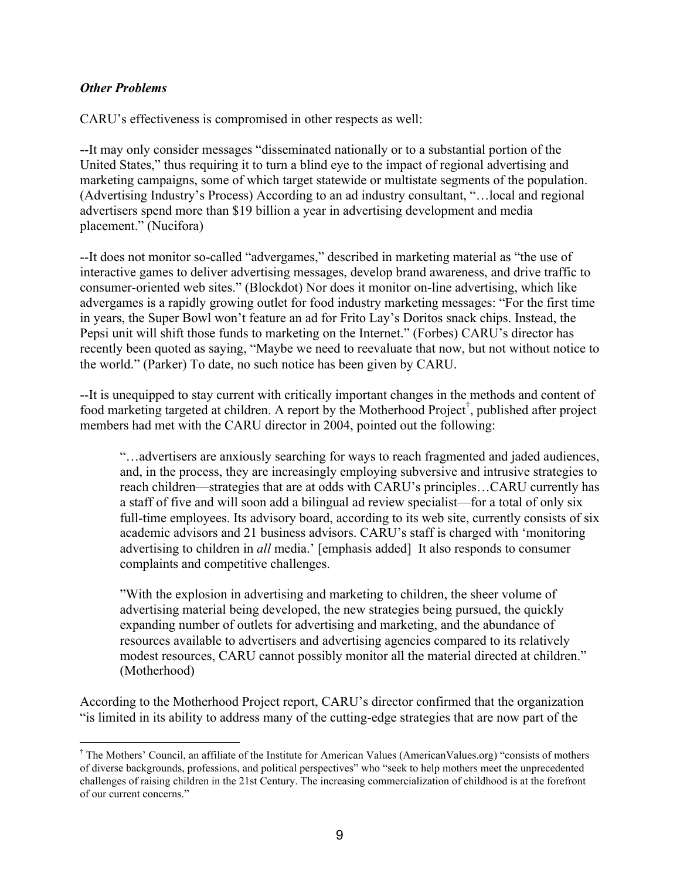***Other Problems***

CARU's effectiveness is compromised in other respects as well:

--It may only consider messages "disseminated nationally or to a substantial portion of the United States," thus requiring it to turn a blind eye to the impact of regional advertising and marketing campaigns, some of which target statewide or multistate segments of the population. (Advertising Industry's Process) According to an ad industry consultant, "…local and regional advertisers spend more than $19 billion a year in advertising development and media placement." (Nucifora)

--It does not monitor so-called "advergames," described in marketing material as "the use of interactive games to deliver advertising messages, develop brand awareness, and drive traffic to consumer-oriented web sites." (Blockdot) Nor does it monitor on-line advertising, which like advergames is a rapidly growing outlet for food industry marketing messages: "For the first time in years, the Super Bowl won't feature an ad for Frito Lay's Doritos snack chips. Instead, the Pepsi unit will shift those funds to marketing on the Internet." (Forbes) CARU's director has recently been quoted as saying, "Maybe we need to reevaluate that now, but not without notice to the world." (Parker) To date, no such notice has been given by CARU.

--It is unequipped to stay current with critically important changes in the methods and content of food marketing targeted at children. A report by the Motherhood Project[†], published after project members had met with the CARU director in 2004, pointed out the following:

> "…advertisers are anxiously searching for ways to reach fragmented and jaded audiences, and, in the process, they are increasingly employing subversive and intrusive strategies to reach children—strategies that are at odds with CARU's principles…CARU currently has a staff of five and will soon add a bilingual ad review specialist—for a total of only six full-time employees. Its advisory board, according to its web site, currently consists of six academic advisors and 21 business advisors. CARU's staff is charged with 'monitoring advertising to children in *all* media.' [emphasis added] It also responds to consumer complaints and competitive challenges.
>
> "With the explosion in advertising and marketing to children, the sheer volume of advertising material being developed, the new strategies being pursued, the quickly expanding number of outlets for advertising and marketing, and the abundance of resources available to advertisers and advertising agencies compared to its relatively modest resources, CARU cannot possibly monitor all the material directed at children." (Motherhood)

According to the Motherhood Project report, CARU's director confirmed that the organization "is limited in its ability to address many of the cutting-edge strategies that are now part of the

---

[†] The Mothers' Council, an affiliate of the Institute for American Values (AmericanValues.org) "consists of mothers of diverse backgrounds, professions, and political perspectives" who "seek to help mothers meet the unprecedented challenges of raising children in the 21st Century. The increasing commercialization of childhood is at the forefront of our current concerns."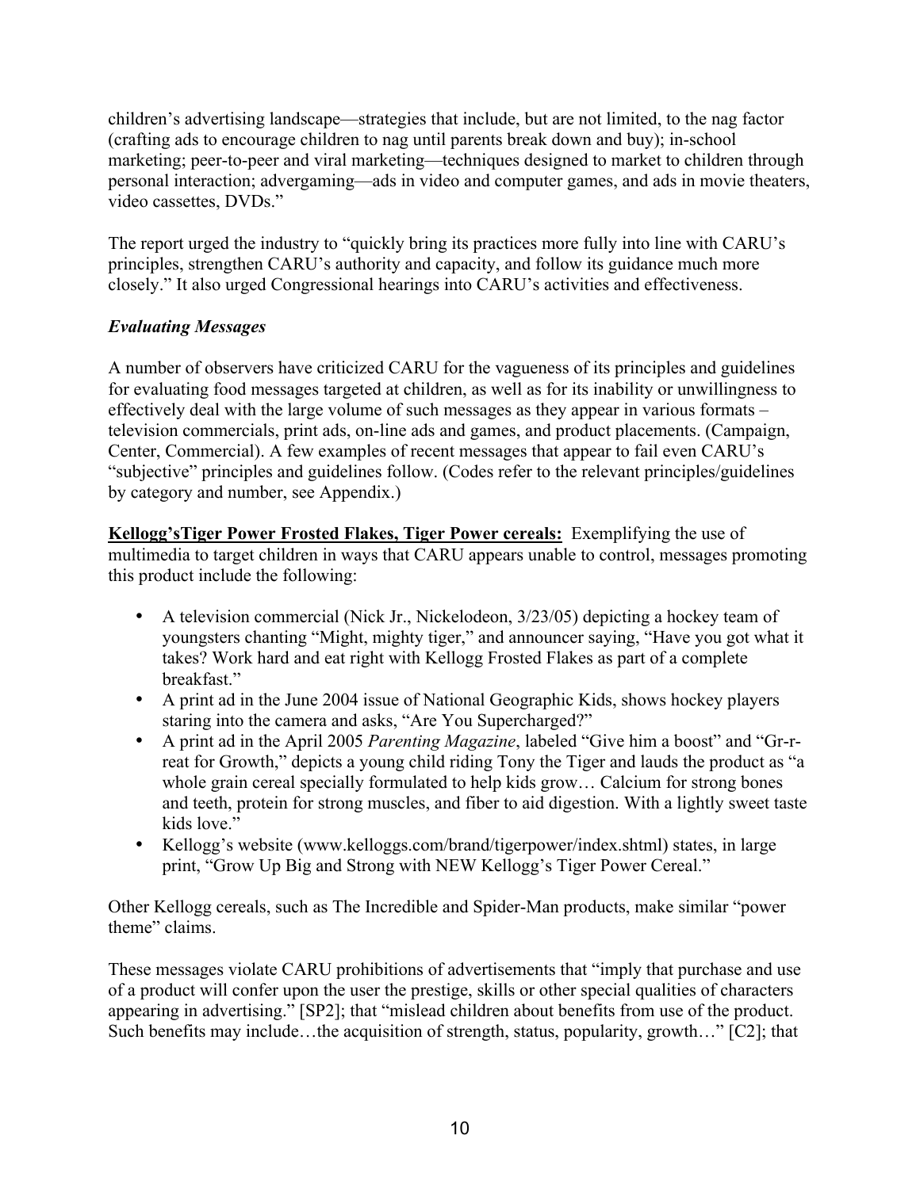children's advertising landscape—strategies that include, but are not limited, to the nag factor (crafting ads to encourage children to nag until parents break down and buy); in-school marketing; peer-to-peer and viral marketing—techniques designed to market to children through personal interaction; advergaming—ads in video and computer games, and ads in movie theaters, video cassettes, DVDs."

The report urged the industry to "quickly bring its practices more fully into line with CARU's principles, strengthen CARU's authority and capacity, and follow its guidance much more closely." It also urged Congressional hearings into CARU's activities and effectiveness.

### *Evaluating Messages*

A number of observers have criticized CARU for the vagueness of its principles and guidelines for evaluating food messages targeted at children, as well as for its inability or unwillingness to effectively deal with the large volume of such messages as they appear in various formats – television commercials, print ads, on-line ads and games, and product placements. (Campaign, Center, Commercial). A few examples of recent messages that appear to fail even CARU's "subjective" principles and guidelines follow. (Codes refer to the relevant principles/guidelines by category and number, see Appendix.)

**Kellogg'sTiger Power Frosted Flakes, Tiger Power cereals:** Exemplifying the use of multimedia to target children in ways that CARU appears unable to control, messages promoting this product include the following:

- A television commercial (Nick Jr., Nickelodeon, 3/23/05) depicting a hockey team of youngsters chanting "Might, mighty tiger," and announcer saying, "Have you got what it takes? Work hard and eat right with Kellogg Frosted Flakes as part of a complete breakfast."
- A print ad in the June 2004 issue of National Geographic Kids, shows hockey players staring into the camera and asks, "Are You Supercharged?"
- A print ad in the April 2005 *Parenting Magazine*, labeled "Give him a boost" and "Gr-r-reat for Growth," depicts a young child riding Tony the Tiger and lauds the product as "a whole grain cereal specially formulated to help kids grow… Calcium for strong bones and teeth, protein for strong muscles, and fiber to aid digestion. With a lightly sweet taste kids love."
- Kellogg's website (www.kelloggs.com/brand/tigerpower/index.shtml) states, in large print, "Grow Up Big and Strong with NEW Kellogg's Tiger Power Cereal."

Other Kellogg cereals, such as The Incredible and Spider-Man products, make similar "power theme" claims.

These messages violate CARU prohibitions of advertisements that "imply that purchase and use of a product will confer upon the user the prestige, skills or other special qualities of characters appearing in advertising." [SP2]; that "mislead children about benefits from use of the product. Such benefits may include…the acquisition of strength, status, popularity, growth…" [C2]; that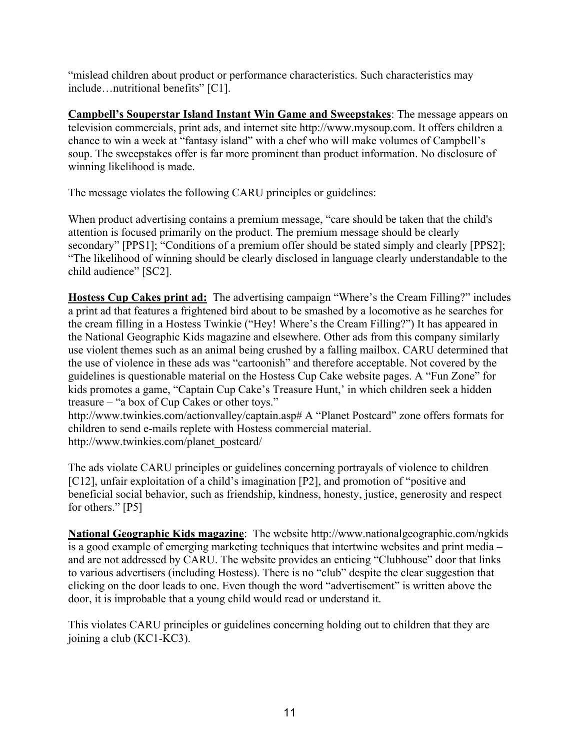"mislead children about product or performance characteristics. Such characteristics may include…nutritional benefits" [C1].

**Campbell's Souperstar Island Instant Win Game and Sweepstakes**: The message appears on television commercials, print ads, and internet site http://www.mysoup.com. It offers children a chance to win a week at "fantasy island" with a chef who will make volumes of Campbell's soup. The sweepstakes offer is far more prominent than product information. No disclosure of winning likelihood is made.

The message violates the following CARU principles or guidelines:

When product advertising contains a premium message, "care should be taken that the child's attention is focused primarily on the product. The premium message should be clearly secondary" [PPS1]; "Conditions of a premium offer should be stated simply and clearly [PPS2]; "The likelihood of winning should be clearly disclosed in language clearly understandable to the child audience" [SC2].

**Hostess Cup Cakes print ad:** The advertising campaign "Where's the Cream Filling?" includes a print ad that features a frightened bird about to be smashed by a locomotive as he searches for the cream filling in a Hostess Twinkie ("Hey! Where's the Cream Filling?") It has appeared in the National Geographic Kids magazine and elsewhere. Other ads from this company similarly use violent themes such as an animal being crushed by a falling mailbox. CARU determined that the use of violence in these ads was "cartoonish" and therefore acceptable. Not covered by the guidelines is questionable material on the Hostess Cup Cake website pages. A "Fun Zone" for kids promotes a game, "Captain Cup Cake's Treasure Hunt,' in which children seek a hidden treasure – "a box of Cup Cakes or other toys."
http://www.twinkies.com/actionvalley/captain.asp# A "Planet Postcard" zone offers formats for children to send e-mails replete with Hostess commercial material.
http://www.twinkies.com/planet_postcard/

The ads violate CARU principles or guidelines concerning portrayals of violence to children [C12], unfair exploitation of a child's imagination [P2], and promotion of "positive and beneficial social behavior, such as friendship, kindness, honesty, justice, generosity and respect for others." [P5]

**National Geographic Kids magazine**: The website http://www.nationalgeographic.com/ngkids is a good example of emerging marketing techniques that intertwine websites and print media – and are not addressed by CARU. The website provides an enticing "Clubhouse" door that links to various advertisers (including Hostess). There is no "club" despite the clear suggestion that clicking on the door leads to one. Even though the word "advertisement" is written above the door, it is improbable that a young child would read or understand it.

This violates CARU principles or guidelines concerning holding out to children that they are joining a club (KC1-KC3).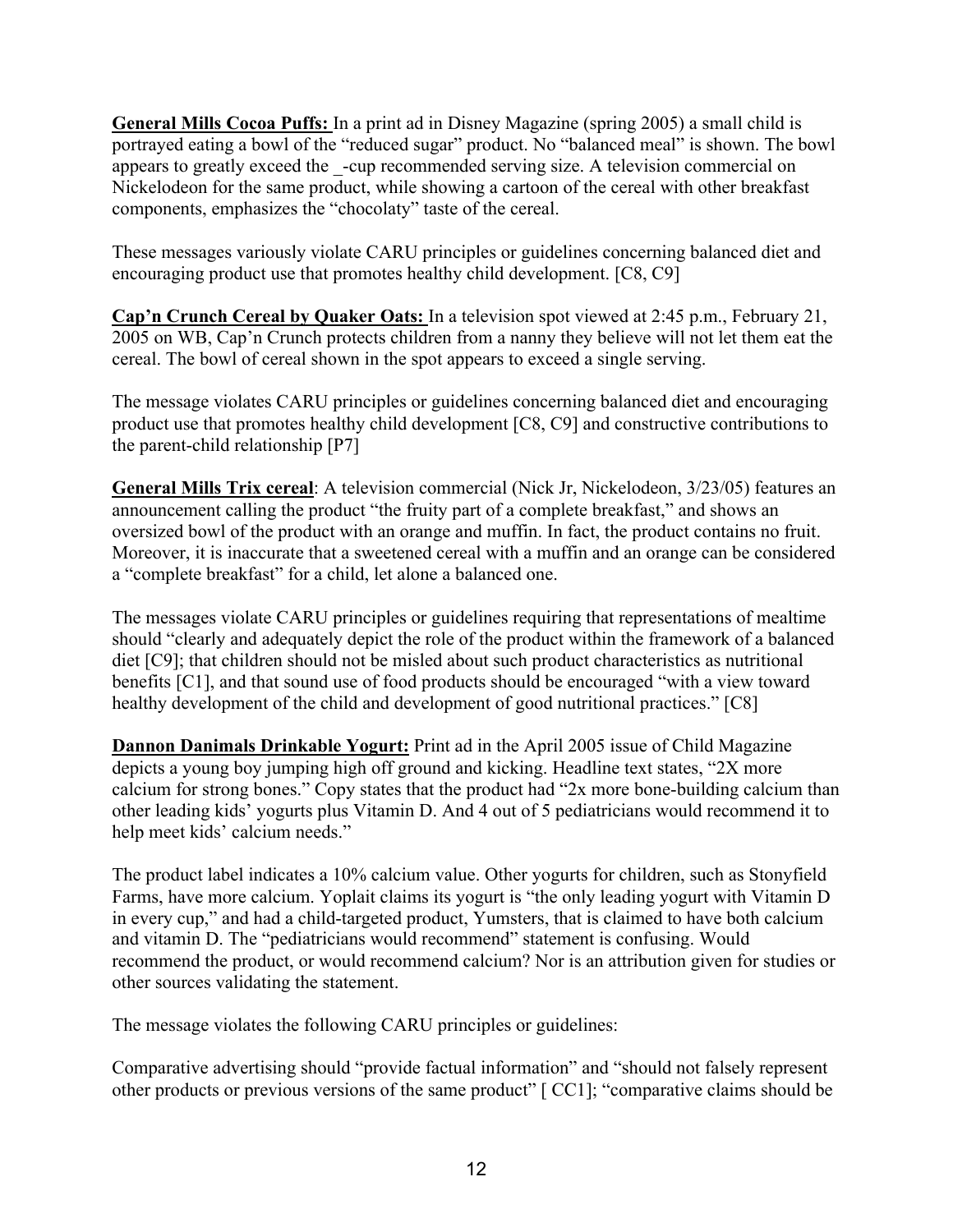**General Mills Cocoa Puffs:** In a print ad in Disney Magazine (spring 2005) a small child is portrayed eating a bowl of the "reduced sugar" product. No "balanced meal" is shown. The bowl appears to greatly exceed the _-cup recommended serving size. A television commercial on Nickelodeon for the same product, while showing a cartoon of the cereal with other breakfast components, emphasizes the "chocolaty" taste of the cereal.

These messages variously violate CARU principles or guidelines concerning balanced diet and encouraging product use that promotes healthy child development. [C8, C9]

**Cap'n Crunch Cereal by Quaker Oats:** In a television spot viewed at 2:45 p.m., February 21, 2005 on WB, Cap'n Crunch protects children from a nanny they believe will not let them eat the cereal. The bowl of cereal shown in the spot appears to exceed a single serving.

The message violates CARU principles or guidelines concerning balanced diet and encouraging product use that promotes healthy child development [C8, C9] and constructive contributions to the parent-child relationship [P7]

**General Mills Trix cereal**: A television commercial (Nick Jr, Nickelodeon, 3/23/05) features an announcement calling the product "the fruity part of a complete breakfast," and shows an oversized bowl of the product with an orange and muffin. In fact, the product contains no fruit. Moreover, it is inaccurate that a sweetened cereal with a muffin and an orange can be considered a "complete breakfast" for a child, let alone a balanced one.

The messages violate CARU principles or guidelines requiring that representations of mealtime should "clearly and adequately depict the role of the product within the framework of a balanced diet [C9]; that children should not be misled about such product characteristics as nutritional benefits [C1], and that sound use of food products should be encouraged "with a view toward healthy development of the child and development of good nutritional practices." [C8]

**Dannon Danimals Drinkable Yogurt:** Print ad in the April 2005 issue of Child Magazine depicts a young boy jumping high off ground and kicking. Headline text states, "2X more calcium for strong bones." Copy states that the product had "2x more bone-building calcium than other leading kids' yogurts plus Vitamin D. And 4 out of 5 pediatricians would recommend it to help meet kids' calcium needs."

The product label indicates a 10% calcium value. Other yogurts for children, such as Stonyfield Farms, have more calcium. Yoplait claims its yogurt is "the only leading yogurt with Vitamin D in every cup," and had a child-targeted product, Yumsters, that is claimed to have both calcium and vitamin D. The "pediatricians would recommend" statement is confusing. Would recommend the product, or would recommend calcium? Nor is an attribution given for studies or other sources validating the statement.

The message violates the following CARU principles or guidelines:

Comparative advertising should "provide factual information" and "should not falsely represent other products or previous versions of the same product" [ CC1]; "comparative claims should be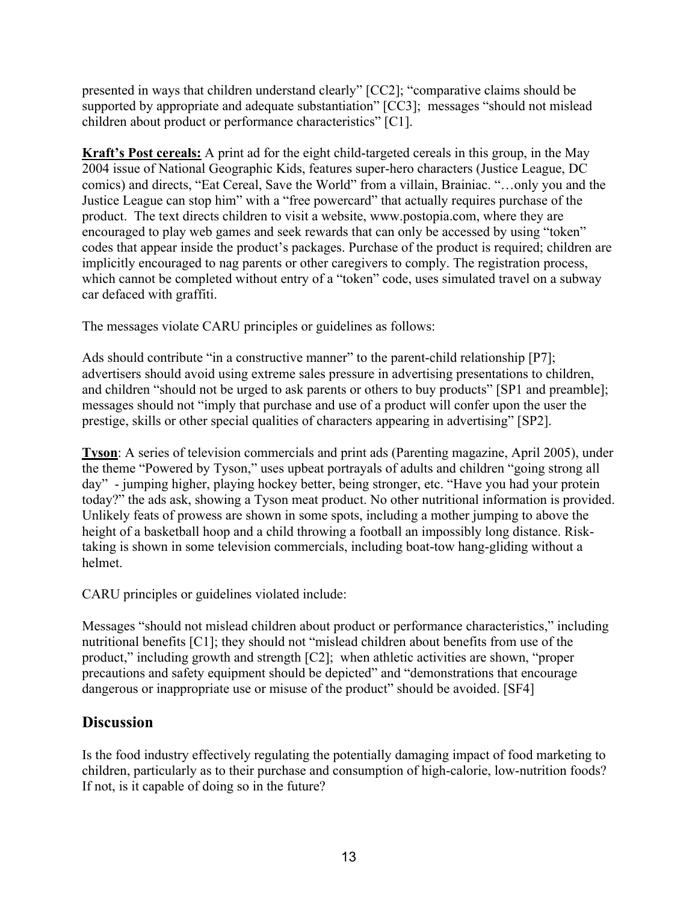presented in ways that children understand clearly" [CC2]; "comparative claims should be supported by appropriate and adequate substantiation" [CC3]; messages "should not mislead children about product or performance characteristics" [C1].

**Kraft's Post cereals:** A print ad for the eight child-targeted cereals in this group, in the May 2004 issue of National Geographic Kids, features super-hero characters (Justice League, DC comics) and directs, "Eat Cereal, Save the World" from a villain, Brainiac. "…only you and the Justice League can stop him" with a "free powercard" that actually requires purchase of the product. The text directs children to visit a website, www.postopia.com, where they are encouraged to play web games and seek rewards that can only be accessed by using "token" codes that appear inside the product's packages. Purchase of the product is required; children are implicitly encouraged to nag parents or other caregivers to comply. The registration process, which cannot be completed without entry of a "token" code, uses simulated travel on a subway car defaced with graffiti.

The messages violate CARU principles or guidelines as follows:

Ads should contribute "in a constructive manner" to the parent-child relationship [P7]; advertisers should avoid using extreme sales pressure in advertising presentations to children, and children "should not be urged to ask parents or others to buy products" [SP1 and preamble]; messages should not "imply that purchase and use of a product will confer upon the user the prestige, skills or other special qualities of characters appearing in advertising" [SP2].

**Tyson**: A series of television commercials and print ads (Parenting magazine, April 2005), under the theme "Powered by Tyson," uses upbeat portrayals of adults and children "going strong all day" - jumping higher, playing hockey better, being stronger, etc. "Have you had your protein today?" the ads ask, showing a Tyson meat product. No other nutritional information is provided. Unlikely feats of prowess are shown in some spots, including a mother jumping to above the height of a basketball hoop and a child throwing a football an impossibly long distance. Risk-taking is shown in some television commercials, including boat-tow hang-gliding without a helmet.

CARU principles or guidelines violated include:

Messages "should not mislead children about product or performance characteristics," including nutritional benefits [C1]; they should not "mislead children about benefits from use of the product," including growth and strength [C2]; when athletic activities are shown, "proper precautions and safety equipment should be depicted" and "demonstrations that encourage dangerous or inappropriate use or misuse of the product" should be avoided. [SF4]

## Discussion

Is the food industry effectively regulating the potentially damaging impact of food marketing to children, particularly as to their purchase and consumption of high-calorie, low-nutrition foods? If not, is it capable of doing so in the future?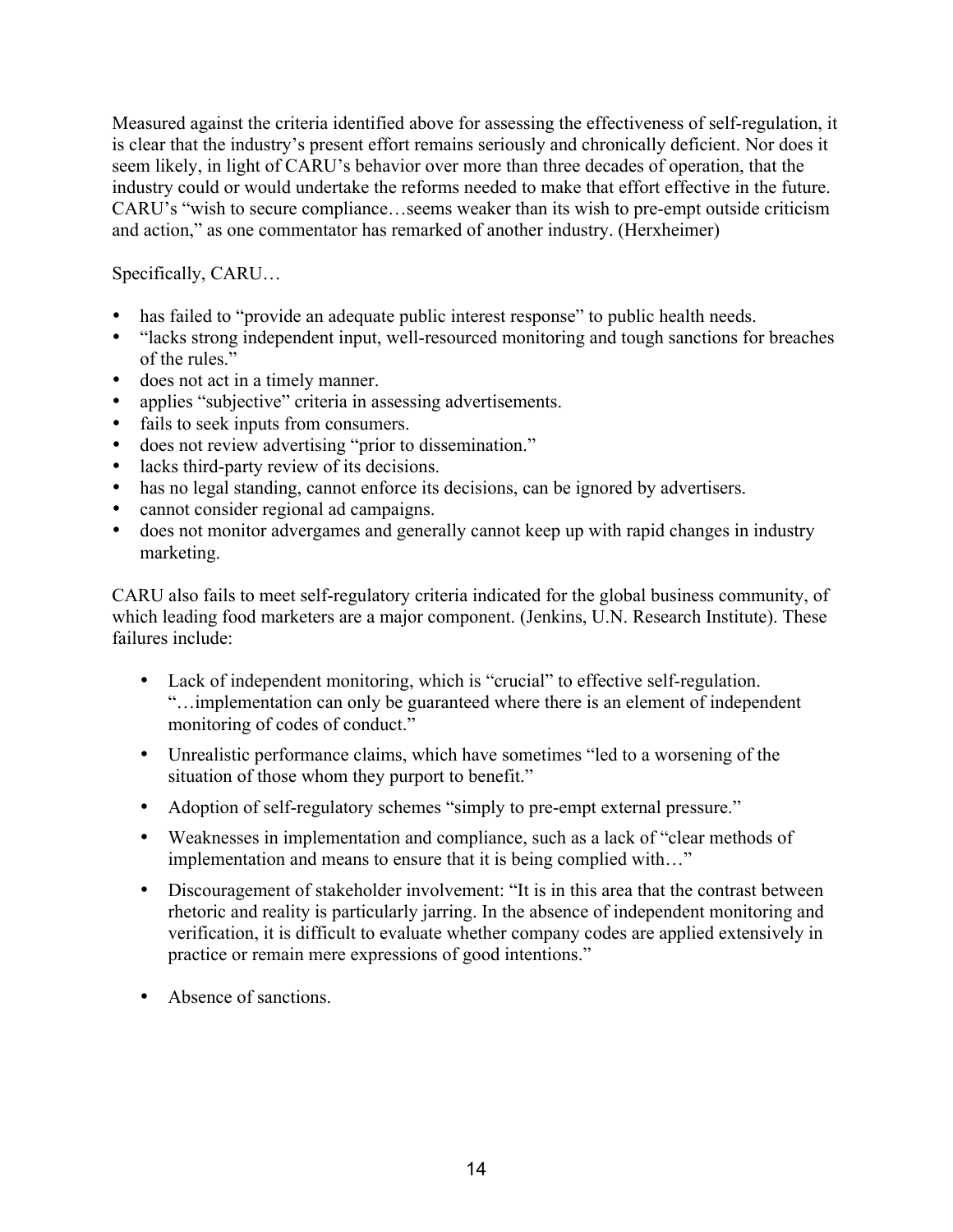Measured against the criteria identified above for assessing the effectiveness of self-regulation, it is clear that the industry's present effort remains seriously and chronically deficient. Nor does it seem likely, in light of CARU's behavior over more than three decades of operation, that the industry could or would undertake the reforms needed to make that effort effective in the future. CARU's "wish to secure compliance…seems weaker than its wish to pre-empt outside criticism and action," as one commentator has remarked of another industry. (Herxheimer)

Specifically, CARU…

- has failed to "provide an adequate public interest response" to public health needs.
- "lacks strong independent input, well-resourced monitoring and tough sanctions for breaches of the rules."
- does not act in a timely manner.
- applies "subjective" criteria in assessing advertisements.
- fails to seek inputs from consumers.
- does not review advertising "prior to dissemination."
- lacks third-party review of its decisions.
- has no legal standing, cannot enforce its decisions, can be ignored by advertisers.
- cannot consider regional ad campaigns.
- does not monitor advergames and generally cannot keep up with rapid changes in industry marketing.

CARU also fails to meet self-regulatory criteria indicated for the global business community, of which leading food marketers are a major component. (Jenkins, U.N. Research Institute). These failures include:

- Lack of independent monitoring, which is "crucial" to effective self-regulation. "…implementation can only be guaranteed where there is an element of independent monitoring of codes of conduct."
- Unrealistic performance claims, which have sometimes "led to a worsening of the situation of those whom they purport to benefit."
- Adoption of self-regulatory schemes "simply to pre-empt external pressure."
- Weaknesses in implementation and compliance, such as a lack of "clear methods of implementation and means to ensure that it is being complied with…"
- Discouragement of stakeholder involvement: "It is in this area that the contrast between rhetoric and reality is particularly jarring. In the absence of independent monitoring and verification, it is difficult to evaluate whether company codes are applied extensively in practice or remain mere expressions of good intentions."
- Absence of sanctions.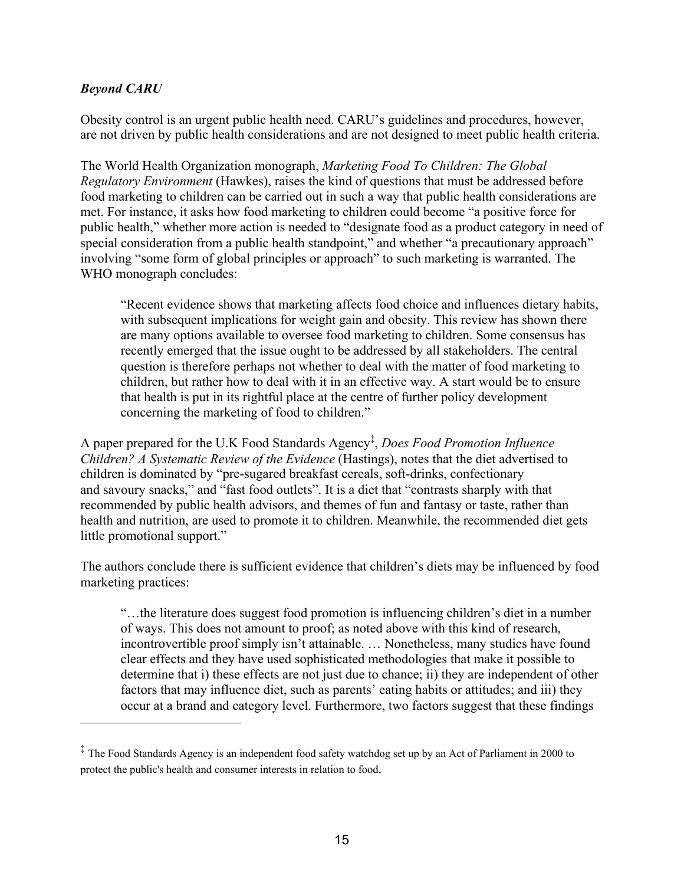### *Beyond CARU*

Obesity control is an urgent public health need. CARU's guidelines and procedures, however, are not driven by public health considerations and are not designed to meet public health criteria.

The World Health Organization monograph, *Marketing Food To Children: The Global Regulatory Environment* (Hawkes), raises the kind of questions that must be addressed before food marketing to children can be carried out in such a way that public health considerations are met. For instance, it asks how food marketing to children could become "a positive force for public health," whether more action is needed to "designate food as a product category in need of special consideration from a public health standpoint," and whether "a precautionary approach" involving "some form of global principles or approach" to such marketing is warranted. The WHO monograph concludes:

> "Recent evidence shows that marketing affects food choice and influences dietary habits, with subsequent implications for weight gain and obesity. This review has shown there are many options available to oversee food marketing to children. Some consensus has recently emerged that the issue ought to be addressed by all stakeholders. The central question is therefore perhaps not whether to deal with the matter of food marketing to children, but rather how to deal with it in an effective way. A start would be to ensure that health is put in its rightful place at the centre of further policy development concerning the marketing of food to children."

A paper prepared for the U.K Food Standards Agency[‡], *Does Food Promotion Influence Children? A Systematic Review of the Evidence* (Hastings), notes that the diet advertised to children is dominated by "pre-sugared breakfast cereals, soft-drinks, confectionary and savoury snacks," and "fast food outlets". It is a diet that "contrasts sharply with that recommended by public health advisors, and themes of fun and fantasy or taste, rather than health and nutrition, are used to promote it to children. Meanwhile, the recommended diet gets little promotional support."

The authors conclude there is sufficient evidence that children's diets may be influenced by food marketing practices:

> "…the literature does suggest food promotion is influencing children's diet in a number of ways. This does not amount to proof; as noted above with this kind of research, incontrovertible proof simply isn't attainable. … Nonetheless, many studies have found clear effects and they have used sophisticated methodologies that make it possible to determine that i) these effects are not just due to chance; ii) they are independent of other factors that may influence diet, such as parents' eating habits or attitudes; and iii) they occur at a brand and category level. Furthermore, two factors suggest that these findings

---

[‡] The Food Standards Agency is an independent food safety watchdog set up by an Act of Parliament in 2000 to protect the public's health and consumer interests in relation to food.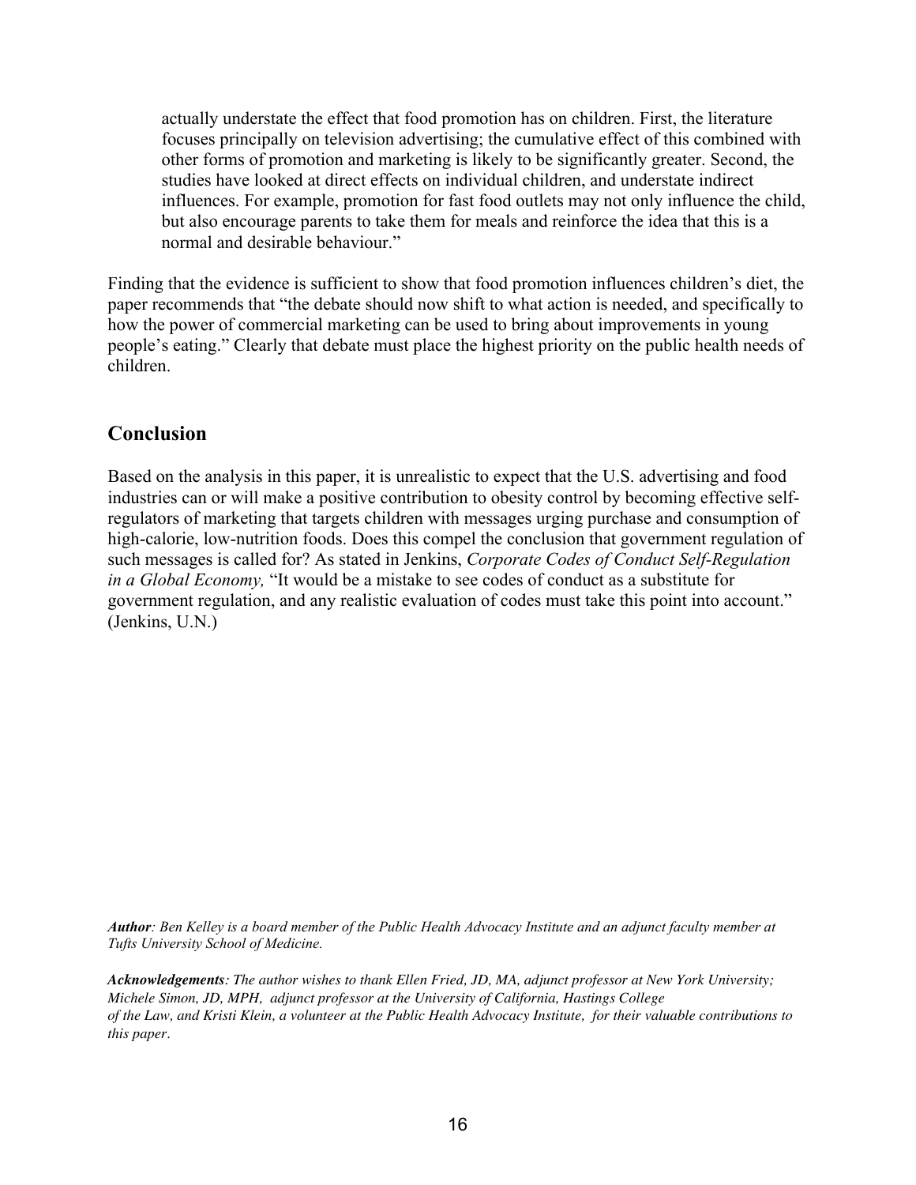> actually understate the effect that food promotion has on children. First, the literature focuses principally on television advertising; the cumulative effect of this combined with other forms of promotion and marketing is likely to be significantly greater. Second, the studies have looked at direct effects on individual children, and understate indirect influences. For example, promotion for fast food outlets may not only influence the child, but also encourage parents to take them for meals and reinforce the idea that this is a normal and desirable behaviour."

Finding that the evidence is sufficient to show that food promotion influences children's diet, the paper recommends that "the debate should now shift to what action is needed, and specifically to how the power of commercial marketing can be used to bring about improvements in young people's eating." Clearly that debate must place the highest priority on the public health needs of children.

## Conclusion

Based on the analysis in this paper, it is unrealistic to expect that the U.S. advertising and food industries can or will make a positive contribution to obesity control by becoming effective self-regulators of marketing that targets children with messages urging purchase and consumption of high-calorie, low-nutrition foods. Does this compel the conclusion that government regulation of such messages is called for? As stated in Jenkins, *Corporate Codes of Conduct Self-Regulation in a Global Economy,* "It would be a mistake to see codes of conduct as a substitute for government regulation, and any realistic evaluation of codes must take this point into account." (Jenkins, U.N.)

***Author**: Ben Kelley is a board member of the Public Health Advocacy Institute and an adjunct faculty member at Tufts University School of Medicine.*

***Acknowledgements**: The author wishes to thank Ellen Fried, JD, MA, adjunct professor at New York University; Michele Simon, JD, MPH, adjunct professor at the University of California, Hastings College of the Law, and Kristi Klein, a volunteer at the Public Health Advocacy Institute, for their valuable contributions to this paper.*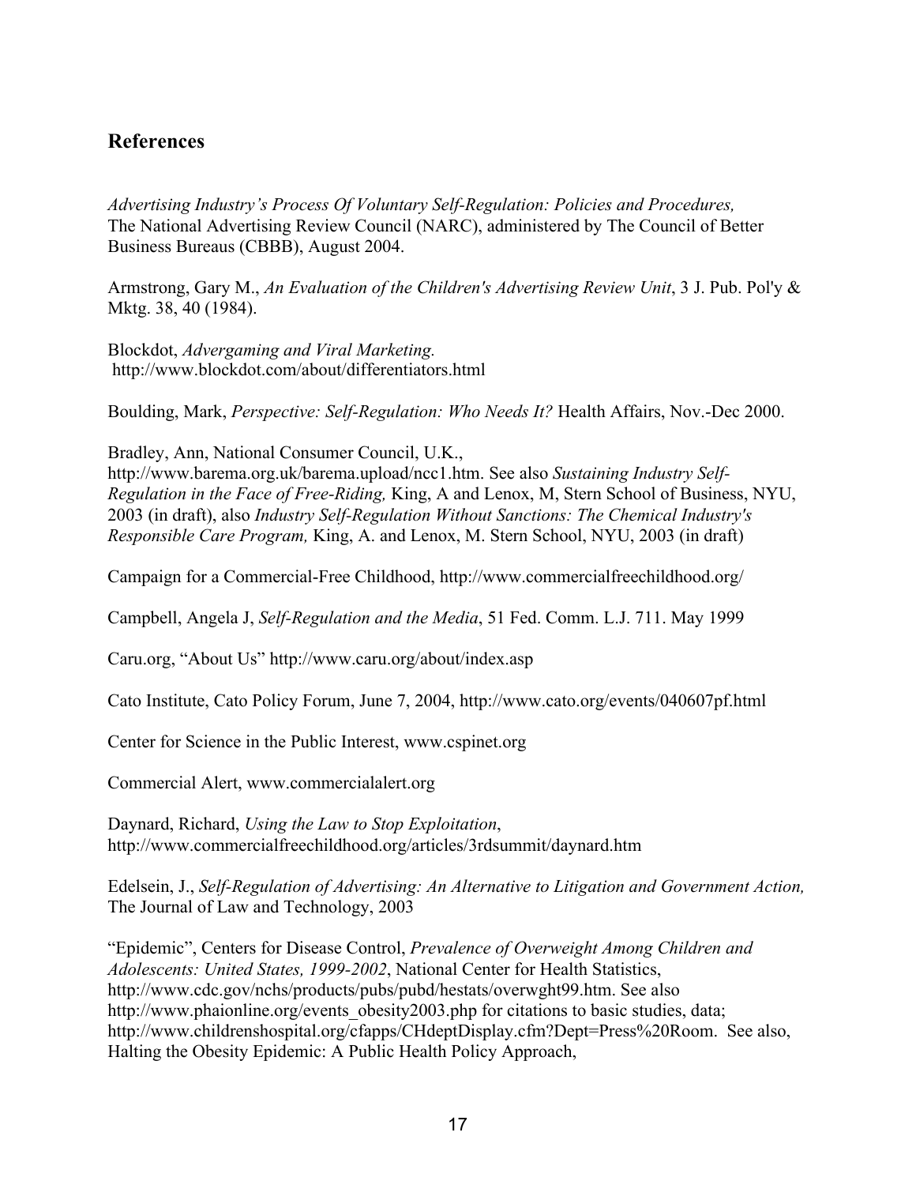## References

*Advertising Industry's Process Of Voluntary Self-Regulation: Policies and Procedures,* The National Advertising Review Council (NARC), administered by The Council of Better Business Bureaus (CBBB), August 2004.

Armstrong, Gary M., *An Evaluation of the Children's Advertising Review Unit*, 3 J. Pub. Pol'y & Mktg. 38, 40 (1984).

Blockdot, *Advergaming and Viral Marketing.* http://www.blockdot.com/about/differentiators.html

Boulding, Mark, *Perspective: Self-Regulation: Who Needs It?* Health Affairs, Nov.-Dec 2000.

Bradley, Ann, National Consumer Council, U.K., http://www.barema.org.uk/barema.upload/ncc1.htm. See also *Sustaining Industry Self-Regulation in the Face of Free-Riding,* King, A and Lenox, M, Stern School of Business, NYU, 2003 (in draft), also *Industry Self-Regulation Without Sanctions: The Chemical Industry's Responsible Care Program,* King, A. and Lenox, M. Stern School, NYU, 2003 (in draft)

Campaign for a Commercial-Free Childhood, http://www.commercialfreechildhood.org/

Campbell, Angela J, *Self-Regulation and the Media*, 51 Fed. Comm. L.J. 711. May 1999

Caru.org, "About Us" http://www.caru.org/about/index.asp

Cato Institute, Cato Policy Forum, June 7, 2004, http://www.cato.org/events/040607pf.html

Center for Science in the Public Interest, www.cspinet.org

Commercial Alert, www.commercialalert.org

Daynard, Richard, *Using the Law to Stop Exploitation*, http://www.commercialfreechildhood.org/articles/3rdsummit/daynard.htm

Edelsein, J., *Self-Regulation of Advertising: An Alternative to Litigation and Government Action,* The Journal of Law and Technology, 2003

"Epidemic", Centers for Disease Control, *Prevalence of Overweight Among Children and Adolescents: United States, 1999-2002*, National Center for Health Statistics, http://www.cdc.gov/nchs/products/pubs/pubd/hestats/overwght99.htm. See also http://www.phaionline.org/events_obesity2003.php for citations to basic studies, data; http://www.childrenshospital.org/cfapps/CHdeptDisplay.cfm?Dept=Press%20Room. See also, Halting the Obesity Epidemic: A Public Health Policy Approach,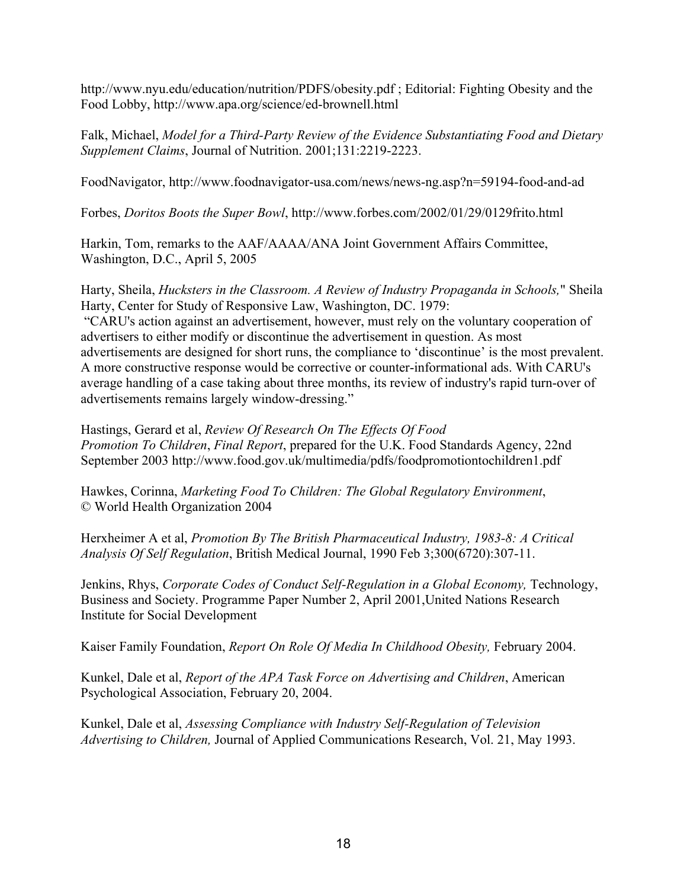http://www.nyu.edu/education/nutrition/PDFS/obesity.pdf ; Editorial: Fighting Obesity and the Food Lobby, http://www.apa.org/science/ed-brownell.html

Falk, Michael, *Model for a Third-Party Review of the Evidence Substantiating Food and Dietary Supplement Claims*, Journal of Nutrition. 2001;131:2219-2223.

FoodNavigator, http://www.foodnavigator-usa.com/news/news-ng.asp?n=59194-food-and-ad

Forbes, *Doritos Boots the Super Bowl*, http://www.forbes.com/2002/01/29/0129frito.html

Harkin, Tom, remarks to the AAF/AAAA/ANA Joint Government Affairs Committee, Washington, D.C., April 5, 2005

Harty, Sheila, *Hucksters in the Classroom. A Review of Industry Propaganda in Schools,*" Sheila Harty, Center for Study of Responsive Law, Washington, DC. 1979:
"CARU's action against an advertisement, however, must rely on the voluntary cooperation of advertisers to either modify or discontinue the advertisement in question. As most advertisements are designed for short runs, the compliance to 'discontinue' is the most prevalent. A more constructive response would be corrective or counter-informational ads. With CARU's average handling of a case taking about three months, its review of industry's rapid turn-over of advertisements remains largely window-dressing."

Hastings, Gerard et al, *Review Of Research On The Effects Of Food Promotion To Children*, *Final Report*, prepared for the U.K. Food Standards Agency, 22nd September 2003 http://www.food.gov.uk/multimedia/pdfs/foodpromotiontochildren1.pdf

Hawkes, Corinna, *Marketing Food To Children: The Global Regulatory Environment*, © World Health Organization 2004

Herxheimer A et al, *Promotion By The British Pharmaceutical Industry, 1983-8: A Critical Analysis Of Self Regulation*, British Medical Journal, 1990 Feb 3;300(6720):307-11.

Jenkins, Rhys, *Corporate Codes of Conduct Self-Regulation in a Global Economy,* Technology, Business and Society. Programme Paper Number 2, April 2001,United Nations Research Institute for Social Development

Kaiser Family Foundation, *Report On Role Of Media In Childhood Obesity,* February 2004.

Kunkel, Dale et al, *Report of the APA Task Force on Advertising and Children*, American Psychological Association, February 20, 2004.

Kunkel, Dale et al, *Assessing Compliance with Industry Self-Regulation of Television Advertising to Children,* Journal of Applied Communications Research, Vol. 21, May 1993.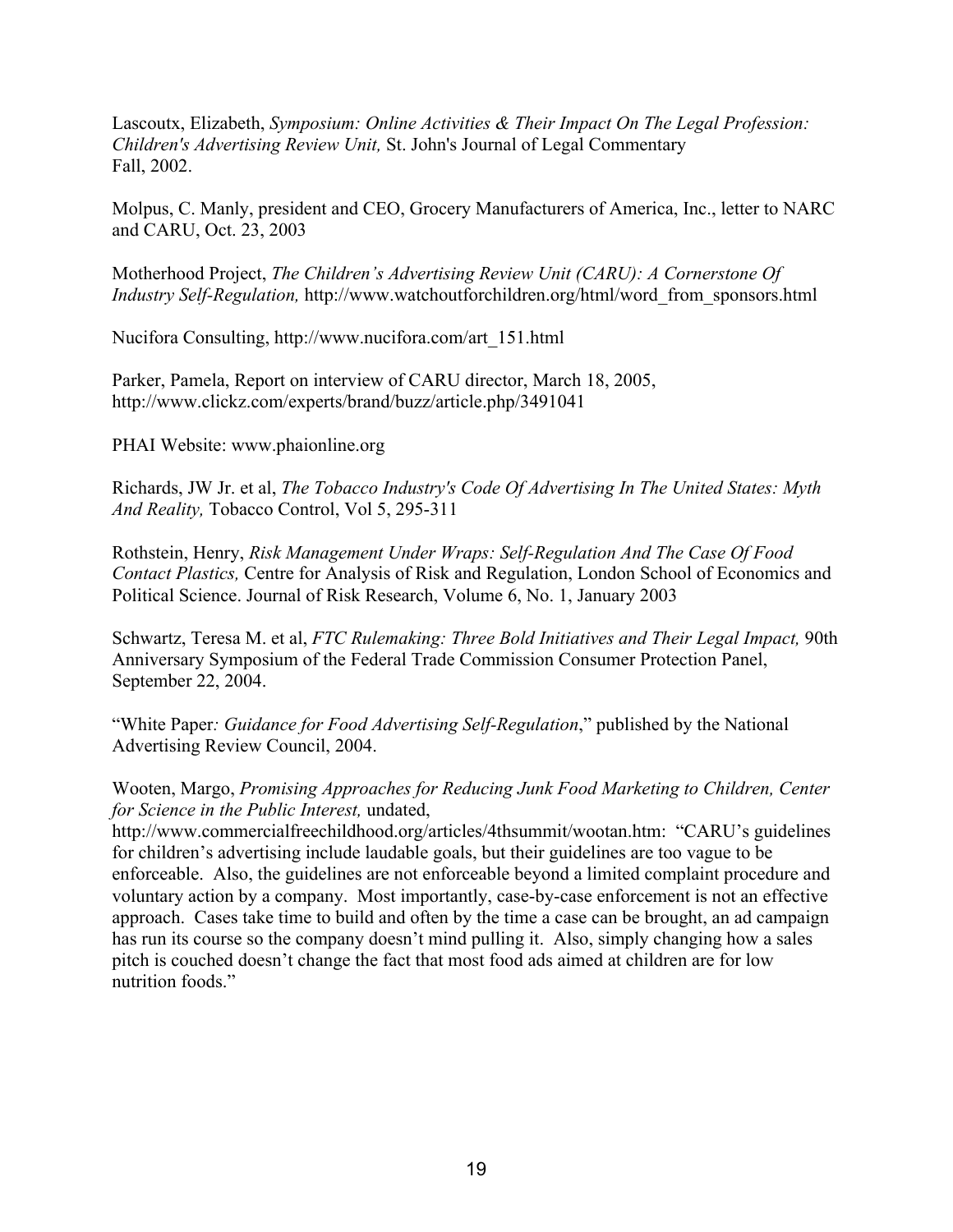Lascoutx, Elizabeth, *Symposium: Online Activities & Their Impact On The Legal Profession: Children's Advertising Review Unit,* St. John's Journal of Legal Commentary Fall, 2002.

Molpus, C. Manly, president and CEO, Grocery Manufacturers of America, Inc., letter to NARC and CARU, Oct. 23, 2003

Motherhood Project, *The Children's Advertising Review Unit (CARU): A Cornerstone Of Industry Self-Regulation,* http://www.watchoutforchildren.org/html/word_from_sponsors.html

Nucifora Consulting, http://www.nucifora.com/art_151.html

Parker, Pamela, Report on interview of CARU director, March 18, 2005, http://www.clickz.com/experts/brand/buzz/article.php/3491041

PHAI Website: www.phaionline.org

Richards, JW Jr. et al, *The Tobacco Industry's Code Of Advertising In The United States: Myth And Reality,* Tobacco Control, Vol 5, 295-311

Rothstein, Henry, *Risk Management Under Wraps: Self-Regulation And The Case Of Food Contact Plastics,* Centre for Analysis of Risk and Regulation, London School of Economics and Political Science. Journal of Risk Research, Volume 6, No. 1, January 2003

Schwartz, Teresa M. et al, *FTC Rulemaking: Three Bold Initiatives and Their Legal Impact,* 90th Anniversary Symposium of the Federal Trade Commission Consumer Protection Panel, September 22, 2004.

"White Paper*: Guidance for Food Advertising Self-Regulation*," published by the National Advertising Review Council, 2004.

Wooten, Margo, *Promising Approaches for Reducing Junk Food Marketing to Children, Center for Science in the Public Interest,* undated, http://www.commercialfreechildhood.org/articles/4thsummit/wootan.htm: "CARU's guidelines for children's advertising include laudable goals, but their guidelines are too vague to be enforceable. Also, the guidelines are not enforceable beyond a limited complaint procedure and voluntary action by a company. Most importantly, case-by-case enforcement is not an effective approach. Cases take time to build and often by the time a case can be brought, an ad campaign has run its course so the company doesn't mind pulling it. Also, simply changing how a sales pitch is couched doesn't change the fact that most food ads aimed at children are for low nutrition foods."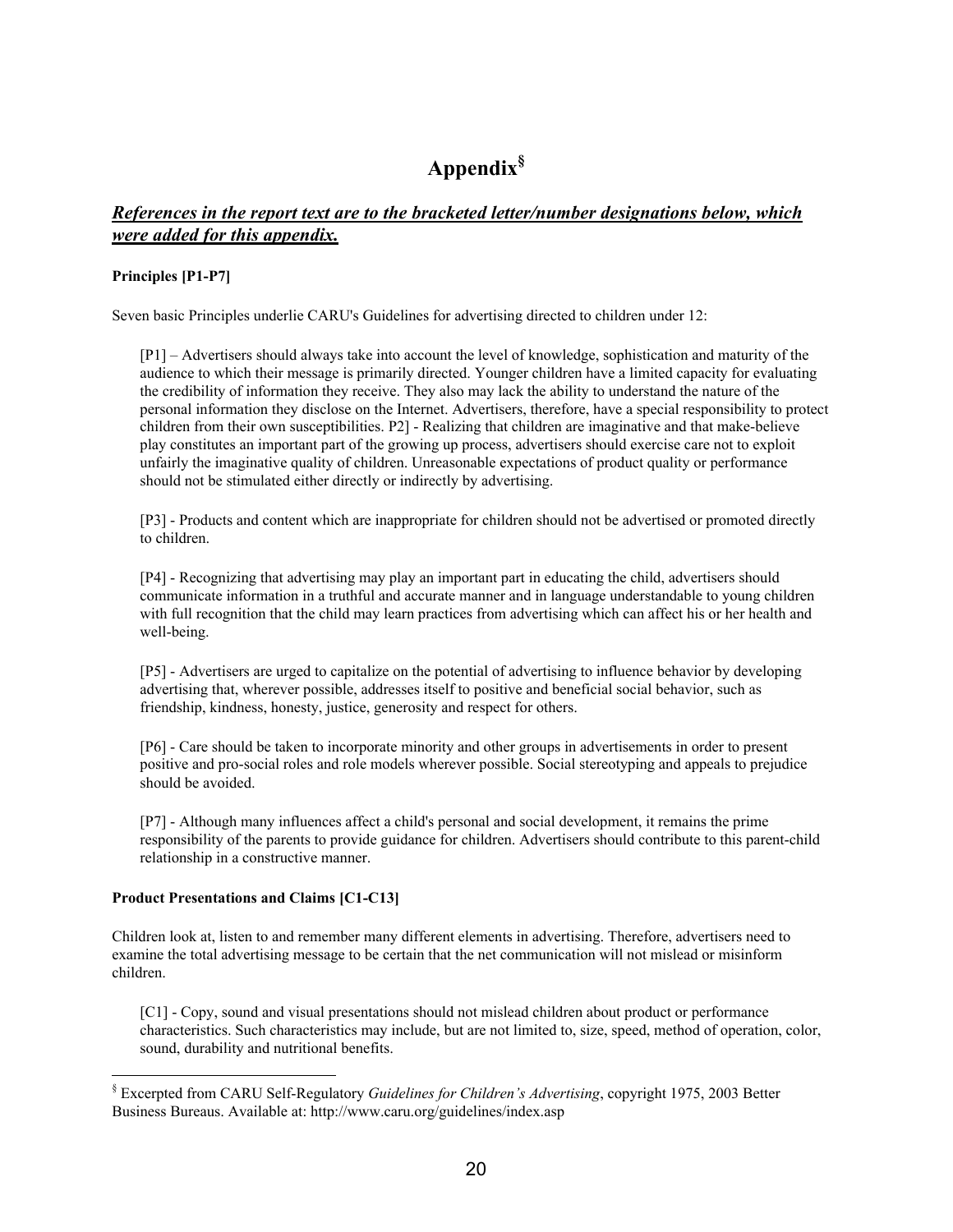# Appendix[§]

***References in the report text are to the bracketed letter/number designations below, which were added for this appendix.***

**Principles [P1-P7]**

Seven basic Principles underlie CARU's Guidelines for advertising directed to children under 12:

> [P1] – Advertisers should always take into account the level of knowledge, sophistication and maturity of the audience to which their message is primarily directed. Younger children have a limited capacity for evaluating the credibility of information they receive. They also may lack the ability to understand the nature of the personal information they disclose on the Internet. Advertisers, therefore, have a special responsibility to protect children from their own susceptibilities. P2] - Realizing that children are imaginative and that make-believe play constitutes an important part of the growing up process, advertisers should exercise care not to exploit unfairly the imaginative quality of children. Unreasonable expectations of product quality or performance should not be stimulated either directly or indirectly by advertising.
>
> [P3] - Products and content which are inappropriate for children should not be advertised or promoted directly to children.
>
> [P4] - Recognizing that advertising may play an important part in educating the child, advertisers should communicate information in a truthful and accurate manner and in language understandable to young children with full recognition that the child may learn practices from advertising which can affect his or her health and well-being.
>
> [P5] - Advertisers are urged to capitalize on the potential of advertising to influence behavior by developing advertising that, wherever possible, addresses itself to positive and beneficial social behavior, such as friendship, kindness, honesty, justice, generosity and respect for others.
>
> [P6] - Care should be taken to incorporate minority and other groups in advertisements in order to present positive and pro-social roles and role models wherever possible. Social stereotyping and appeals to prejudice should be avoided.
>
> [P7] - Although many influences affect a child's personal and social development, it remains the prime responsibility of the parents to provide guidance for children. Advertisers should contribute to this parent-child relationship in a constructive manner.

**Product Presentations and Claims [C1-C13]**

Children look at, listen to and remember many different elements in advertising. Therefore, advertisers need to examine the total advertising message to be certain that the net communication will not mislead or misinform children.

> [C1] - Copy, sound and visual presentations should not mislead children about product or performance characteristics. Such characteristics may include, but are not limited to, size, speed, method of operation, color, sound, durability and nutritional benefits.

[§] Excerpted from CARU Self-Regulatory *Guidelines for Children's Advertising*, copyright 1975, 2003 Better Business Bureaus. Available at: http://www.caru.org/guidelines/index.asp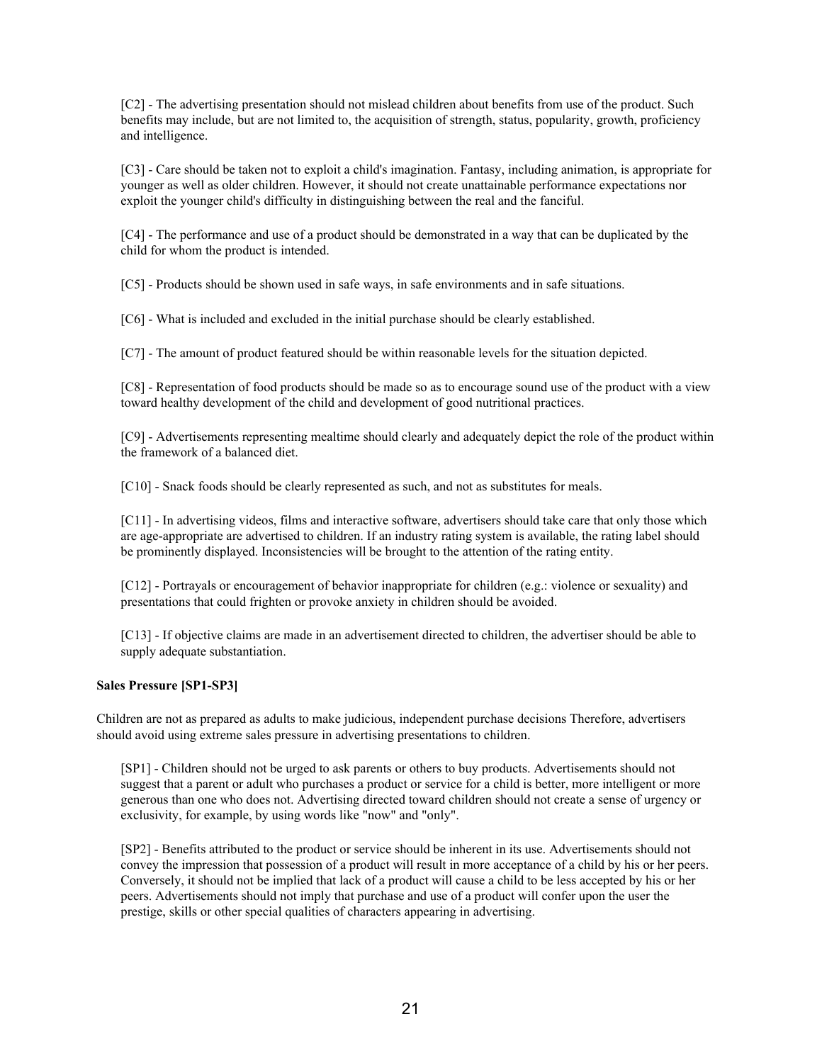[C2] - The advertising presentation should not mislead children about benefits from use of the product. Such benefits may include, but are not limited to, the acquisition of strength, status, popularity, growth, proficiency and intelligence.

[C3] - Care should be taken not to exploit a child's imagination. Fantasy, including animation, is appropriate for younger as well as older children. However, it should not create unattainable performance expectations nor exploit the younger child's difficulty in distinguishing between the real and the fanciful.

[C4] - The performance and use of a product should be demonstrated in a way that can be duplicated by the child for whom the product is intended.

[C5] - Products should be shown used in safe ways, in safe environments and in safe situations.

[C6] - What is included and excluded in the initial purchase should be clearly established.

[C7] - The amount of product featured should be within reasonable levels for the situation depicted.

[C8] - Representation of food products should be made so as to encourage sound use of the product with a view toward healthy development of the child and development of good nutritional practices.

[C9] - Advertisements representing mealtime should clearly and adequately depict the role of the product within the framework of a balanced diet.

[C10] - Snack foods should be clearly represented as such, and not as substitutes for meals.

[C11] - In advertising videos, films and interactive software, advertisers should take care that only those which are age-appropriate are advertised to children. If an industry rating system is available, the rating label should be prominently displayed. Inconsistencies will be brought to the attention of the rating entity.

[C12] - Portrayals or encouragement of behavior inappropriate for children (e.g.: violence or sexuality) and presentations that could frighten or provoke anxiety in children should be avoided.

[C13] - If objective claims are made in an advertisement directed to children, the advertiser should be able to supply adequate substantiation.

**Sales Pressure [SP1-SP3]**

Children are not as prepared as adults to make judicious, independent purchase decisions Therefore, advertisers should avoid using extreme sales pressure in advertising presentations to children.

[SP1] - Children should not be urged to ask parents or others to buy products. Advertisements should not suggest that a parent or adult who purchases a product or service for a child is better, more intelligent or more generous than one who does not. Advertising directed toward children should not create a sense of urgency or exclusivity, for example, by using words like "now" and "only".

[SP2] - Benefits attributed to the product or service should be inherent in its use. Advertisements should not convey the impression that possession of a product will result in more acceptance of a child by his or her peers. Conversely, it should not be implied that lack of a product will cause a child to be less accepted by his or her peers. Advertisements should not imply that purchase and use of a product will confer upon the user the prestige, skills or other special qualities of characters appearing in advertising.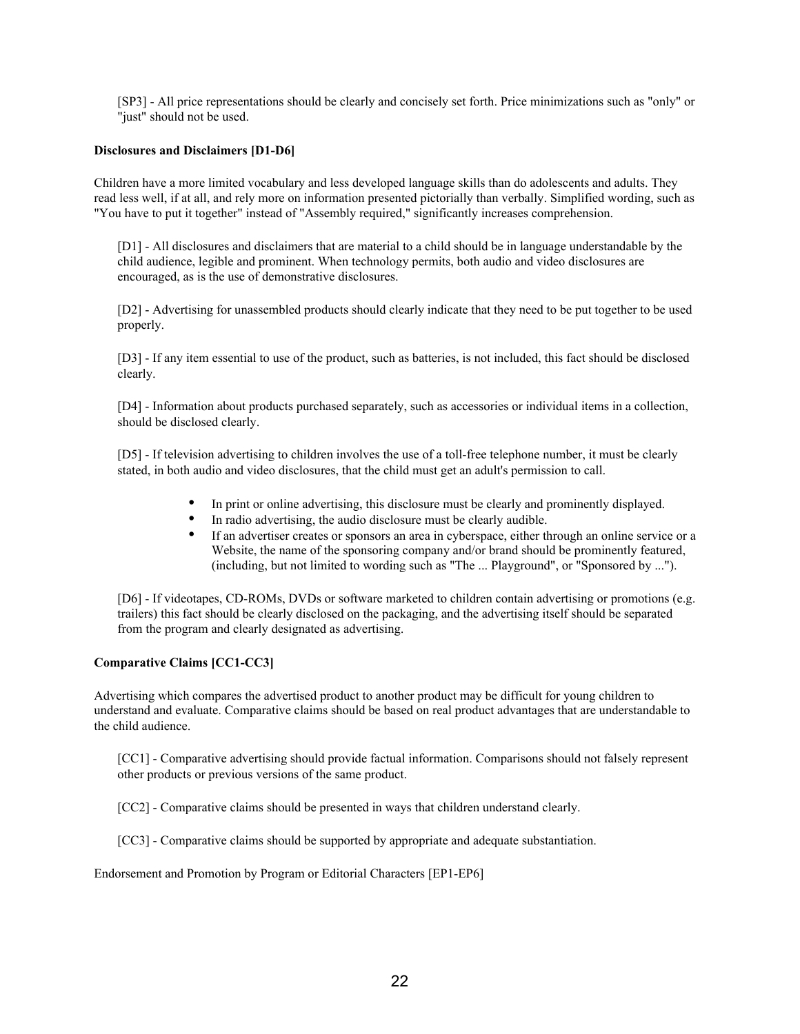[SP3] - All price representations should be clearly and concisely set forth. Price minimizations such as "only" or "just" should not be used.

**Disclosures and Disclaimers [D1-D6]**

Children have a more limited vocabulary and less developed language skills than do adolescents and adults. They read less well, if at all, and rely more on information presented pictorially than verbally. Simplified wording, such as "You have to put it together" instead of "Assembly required," significantly increases comprehension.

[D1] - All disclosures and disclaimers that are material to a child should be in language understandable by the child audience, legible and prominent. When technology permits, both audio and video disclosures are encouraged, as is the use of demonstrative disclosures.

[D2] - Advertising for unassembled products should clearly indicate that they need to be put together to be used properly.

[D3] - If any item essential to use of the product, such as batteries, is not included, this fact should be disclosed clearly.

[D4] - Information about products purchased separately, such as accessories or individual items in a collection, should be disclosed clearly.

[D5] - If television advertising to children involves the use of a toll-free telephone number, it must be clearly stated, in both audio and video disclosures, that the child must get an adult's permission to call.

- In print or online advertising, this disclosure must be clearly and prominently displayed.
- In radio advertising, the audio disclosure must be clearly audible.
- If an advertiser creates or sponsors an area in cyberspace, either through an online service or a Website, the name of the sponsoring company and/or brand should be prominently featured, (including, but not limited to wording such as "The ... Playground", or "Sponsored by ...").

[D6] - If videotapes, CD-ROMs, DVDs or software marketed to children contain advertising or promotions (e.g. trailers) this fact should be clearly disclosed on the packaging, and the advertising itself should be separated from the program and clearly designated as advertising.

**Comparative Claims [CC1-CC3]**

Advertising which compares the advertised product to another product may be difficult for young children to understand and evaluate. Comparative claims should be based on real product advantages that are understandable to the child audience.

[CC1] - Comparative advertising should provide factual information. Comparisons should not falsely represent other products or previous versions of the same product.

[CC2] - Comparative claims should be presented in ways that children understand clearly.

[CC3] - Comparative claims should be supported by appropriate and adequate substantiation.

Endorsement and Promotion by Program or Editorial Characters [EP1-EP6]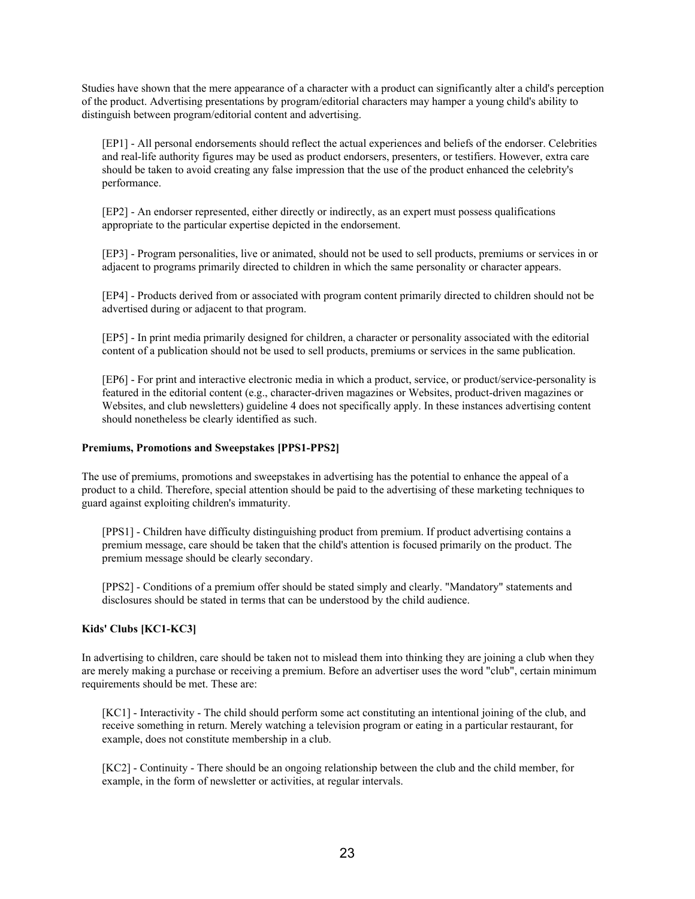Studies have shown that the mere appearance of a character with a product can significantly alter a child's perception of the product. Advertising presentations by program/editorial characters may hamper a young child's ability to distinguish between program/editorial content and advertising.

[EP1] - All personal endorsements should reflect the actual experiences and beliefs of the endorser. Celebrities and real-life authority figures may be used as product endorsers, presenters, or testifiers. However, extra care should be taken to avoid creating any false impression that the use of the product enhanced the celebrity's performance.

[EP2] - An endorser represented, either directly or indirectly, as an expert must possess qualifications appropriate to the particular expertise depicted in the endorsement.

[EP3] - Program personalities, live or animated, should not be used to sell products, premiums or services in or adjacent to programs primarily directed to children in which the same personality or character appears.

[EP4] - Products derived from or associated with program content primarily directed to children should not be advertised during or adjacent to that program.

[EP5] - In print media primarily designed for children, a character or personality associated with the editorial content of a publication should not be used to sell products, premiums or services in the same publication.

[EP6] - For print and interactive electronic media in which a product, service, or product/service-personality is featured in the editorial content (e.g., character-driven magazines or Websites, product-driven magazines or Websites, and club newsletters) guideline 4 does not specifically apply. In these instances advertising content should nonetheless be clearly identified as such.

**Premiums, Promotions and Sweepstakes [PPS1-PPS2]**

The use of premiums, promotions and sweepstakes in advertising has the potential to enhance the appeal of a product to a child. Therefore, special attention should be paid to the advertising of these marketing techniques to guard against exploiting children's immaturity.

[PPS1] - Children have difficulty distinguishing product from premium. If product advertising contains a premium message, care should be taken that the child's attention is focused primarily on the product. The premium message should be clearly secondary.

[PPS2] - Conditions of a premium offer should be stated simply and clearly. "Mandatory" statements and disclosures should be stated in terms that can be understood by the child audience.

**Kids' Clubs [KC1-KC3]**

In advertising to children, care should be taken not to mislead them into thinking they are joining a club when they are merely making a purchase or receiving a premium. Before an advertiser uses the word "club", certain minimum requirements should be met. These are:

[KC1] - Interactivity - The child should perform some act constituting an intentional joining of the club, and receive something in return. Merely watching a television program or eating in a particular restaurant, for example, does not constitute membership in a club.

[KC2] - Continuity - There should be an ongoing relationship between the club and the child member, for example, in the form of newsletter or activities, at regular intervals.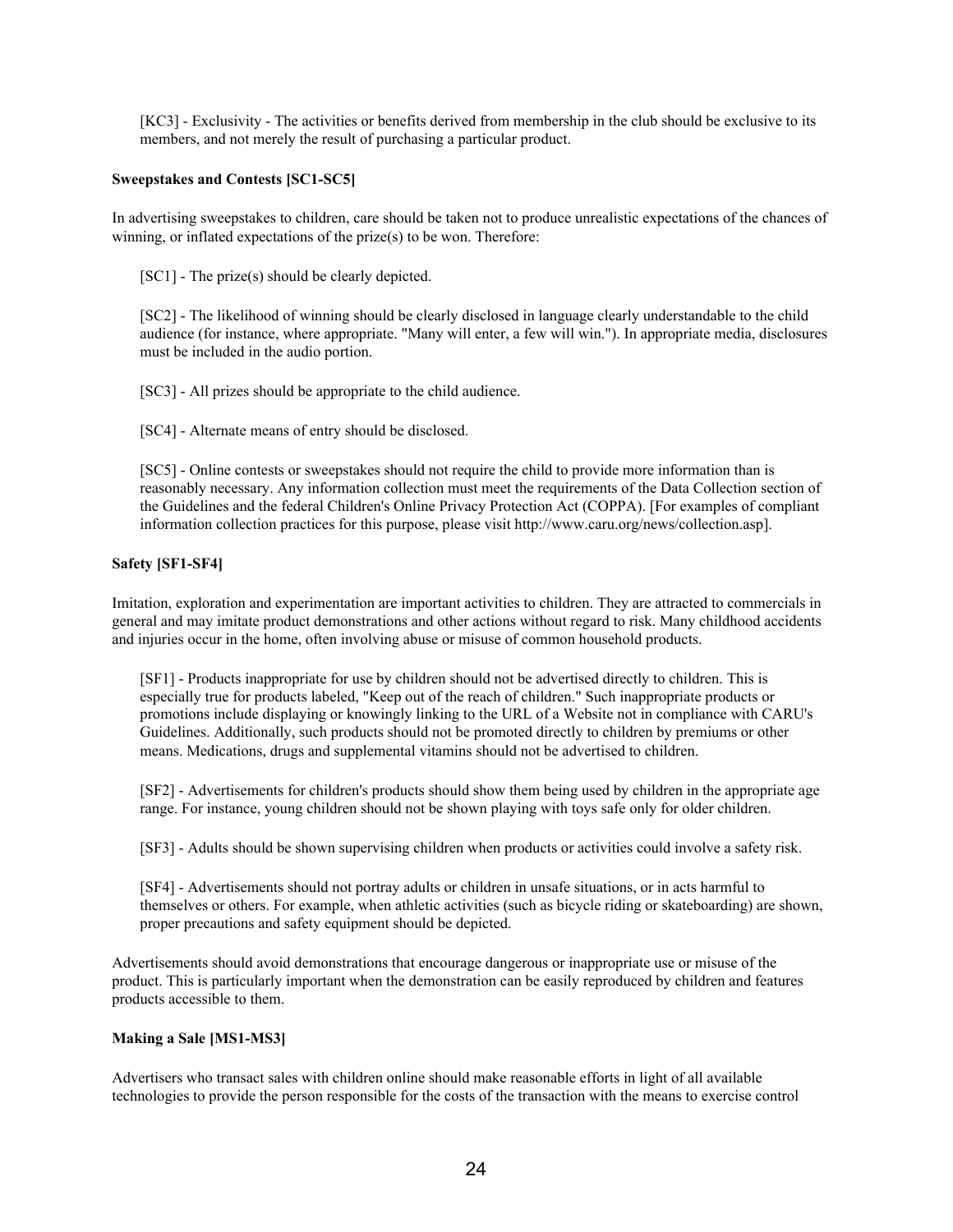[KC3] - Exclusivity - The activities or benefits derived from membership in the club should be exclusive to its members, and not merely the result of purchasing a particular product.

**Sweepstakes and Contests [SC1-SC5]**

In advertising sweepstakes to children, care should be taken not to produce unrealistic expectations of the chances of winning, or inflated expectations of the prize(s) to be won. Therefore:

[SC1] - The prize(s) should be clearly depicted.

[SC2] - The likelihood of winning should be clearly disclosed in language clearly understandable to the child audience (for instance, where appropriate. "Many will enter, a few will win."). In appropriate media, disclosures must be included in the audio portion.

[SC3] - All prizes should be appropriate to the child audience.

[SC4] - Alternate means of entry should be disclosed.

[SC5] - Online contests or sweepstakes should not require the child to provide more information than is reasonably necessary. Any information collection must meet the requirements of the Data Collection section of the Guidelines and the federal Children's Online Privacy Protection Act (COPPA). [For examples of compliant information collection practices for this purpose, please visit http://www.caru.org/news/collection.asp].

**Safety [SF1-SF4]**

Imitation, exploration and experimentation are important activities to children. They are attracted to commercials in general and may imitate product demonstrations and other actions without regard to risk. Many childhood accidents and injuries occur in the home, often involving abuse or misuse of common household products.

[SF1] - Products inappropriate for use by children should not be advertised directly to children. This is especially true for products labeled, "Keep out of the reach of children." Such inappropriate products or promotions include displaying or knowingly linking to the URL of a Website not in compliance with CARU's Guidelines. Additionally, such products should not be promoted directly to children by premiums or other means. Medications, drugs and supplemental vitamins should not be advertised to children.

[SF2] - Advertisements for children's products should show them being used by children in the appropriate age range. For instance, young children should not be shown playing with toys safe only for older children.

[SF3] - Adults should be shown supervising children when products or activities could involve a safety risk.

[SF4] - Advertisements should not portray adults or children in unsafe situations, or in acts harmful to themselves or others. For example, when athletic activities (such as bicycle riding or skateboarding) are shown, proper precautions and safety equipment should be depicted.

Advertisements should avoid demonstrations that encourage dangerous or inappropriate use or misuse of the product. This is particularly important when the demonstration can be easily reproduced by children and features products accessible to them.

**Making a Sale [MS1-MS3]**

Advertisers who transact sales with children online should make reasonable efforts in light of all available technologies to provide the person responsible for the costs of the transaction with the means to exercise control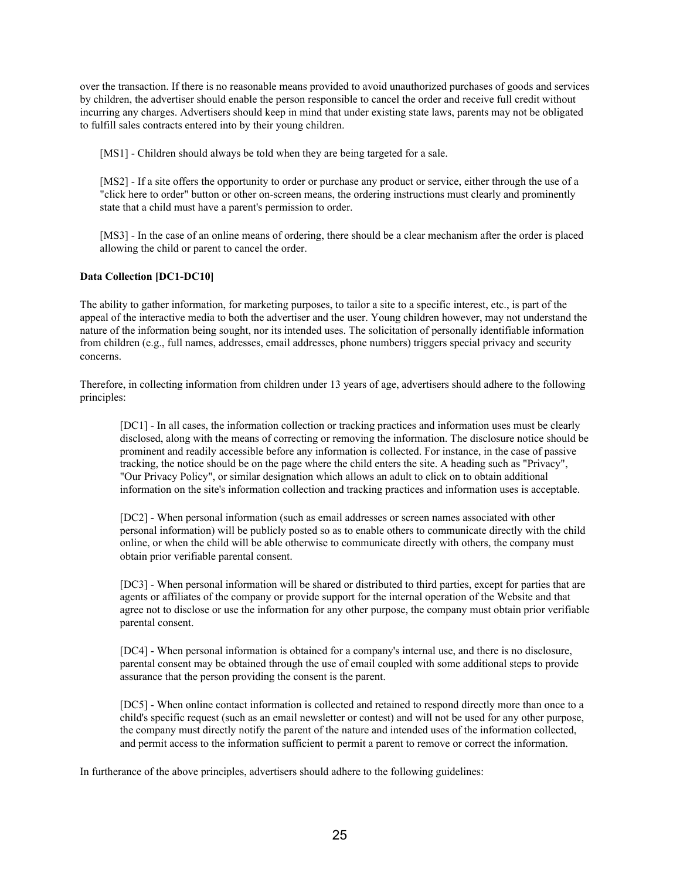over the transaction. If there is no reasonable means provided to avoid unauthorized purchases of goods and services by children, the advertiser should enable the person responsible to cancel the order and receive full credit without incurring any charges. Advertisers should keep in mind that under existing state laws, parents may not be obligated to fulfill sales contracts entered into by their young children.

> [MS1] - Children should always be told when they are being targeted for a sale.
>
> [MS2] - If a site offers the opportunity to order or purchase any product or service, either through the use of a "click here to order" button or other on-screen means, the ordering instructions must clearly and prominently state that a child must have a parent's permission to order.
>
> [MS3] - In the case of an online means of ordering, there should be a clear mechanism after the order is placed allowing the child or parent to cancel the order.

**Data Collection [DC1-DC10]**

The ability to gather information, for marketing purposes, to tailor a site to a specific interest, etc., is part of the appeal of the interactive media to both the advertiser and the user. Young children however, may not understand the nature of the information being sought, nor its intended uses. The solicitation of personally identifiable information from children (e.g., full names, addresses, email addresses, phone numbers) triggers special privacy and security concerns.

Therefore, in collecting information from children under 13 years of age, advertisers should adhere to the following principles:

> [DC1] - In all cases, the information collection or tracking practices and information uses must be clearly disclosed, along with the means of correcting or removing the information. The disclosure notice should be prominent and readily accessible before any information is collected. For instance, in the case of passive tracking, the notice should be on the page where the child enters the site. A heading such as "Privacy", "Our Privacy Policy", or similar designation which allows an adult to click on to obtain additional information on the site's information collection and tracking practices and information uses is acceptable.
>
> [DC2] - When personal information (such as email addresses or screen names associated with other personal information) will be publicly posted so as to enable others to communicate directly with the child online, or when the child will be able otherwise to communicate directly with others, the company must obtain prior verifiable parental consent.
>
> [DC3] - When personal information will be shared or distributed to third parties, except for parties that are agents or affiliates of the company or provide support for the internal operation of the Website and that agree not to disclose or use the information for any other purpose, the company must obtain prior verifiable parental consent.
>
> [DC4] - When personal information is obtained for a company's internal use, and there is no disclosure, parental consent may be obtained through the use of email coupled with some additional steps to provide assurance that the person providing the consent is the parent.
>
> [DC5] - When online contact information is collected and retained to respond directly more than once to a child's specific request (such as an email newsletter or contest) and will not be used for any other purpose, the company must directly notify the parent of the nature and intended uses of the information collected, and permit access to the information sufficient to permit a parent to remove or correct the information.

In furtherance of the above principles, advertisers should adhere to the following guidelines: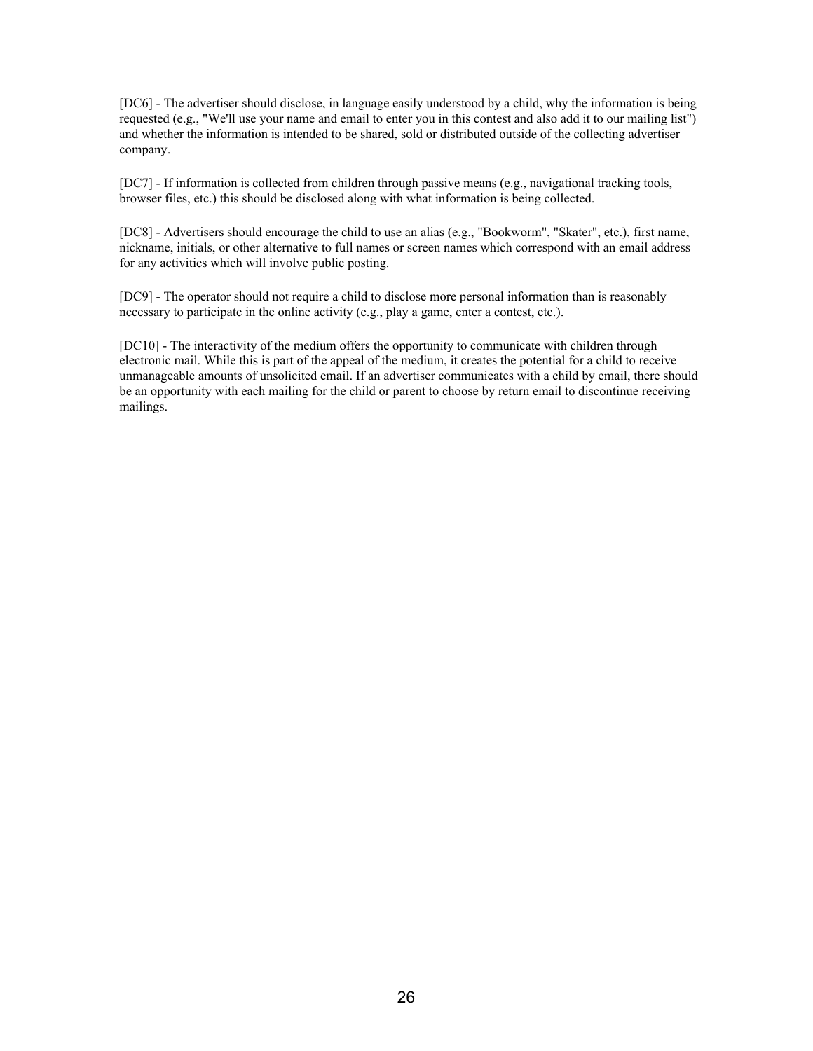[DC6] - The advertiser should disclose, in language easily understood by a child, why the information is being requested (e.g., "We'll use your name and email to enter you in this contest and also add it to our mailing list") and whether the information is intended to be shared, sold or distributed outside of the collecting advertiser company.

[DC7] - If information is collected from children through passive means (e.g., navigational tracking tools, browser files, etc.) this should be disclosed along with what information is being collected.

[DC8] - Advertisers should encourage the child to use an alias (e.g., "Bookworm", "Skater", etc.), first name, nickname, initials, or other alternative to full names or screen names which correspond with an email address for any activities which will involve public posting.

[DC9] - The operator should not require a child to disclose more personal information than is reasonably necessary to participate in the online activity (e.g., play a game, enter a contest, etc.).

[DC10] - The interactivity of the medium offers the opportunity to communicate with children through electronic mail. While this is part of the appeal of the medium, it creates the potential for a child to receive unmanageable amounts of unsolicited email. If an advertiser communicates with a child by email, there should be an opportunity with each mailing for the child or parent to choose by return email to discontinue receiving mailings.